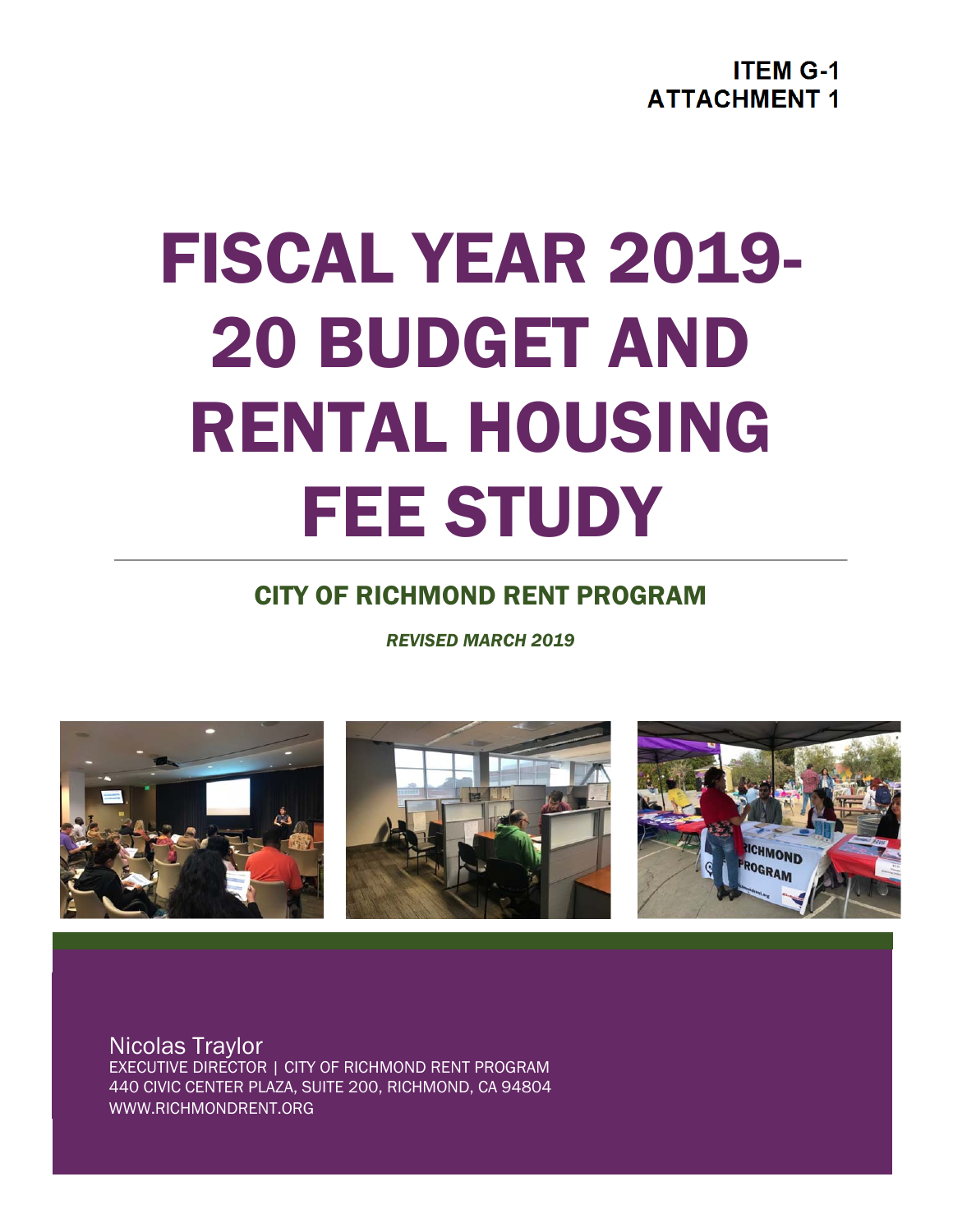**ITEM G-1**
**ATTACHMENT 1**

# FISCAL YEAR 2019-20 BUDGET AND RENTAL HOUSING FEE STUDY

## CITY OF RICHMOND RENT PROGRAM

***REVISED MARCH 2019***

Nicolas Traylor
EXECUTIVE DIRECTOR | CITY OF RICHMOND RENT PROGRAM
440 CIVIC CENTER PLAZA, SUITE 200, RICHMOND, CA 94804
WWW.RICHMONDRENT.ORG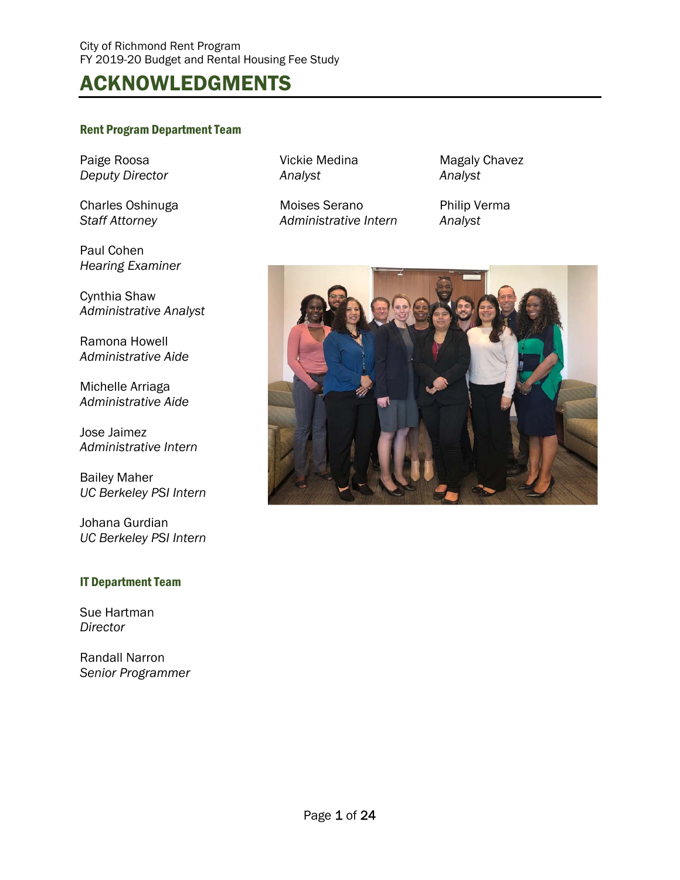# ACKNOWLEDGMENTS

### Rent Program Department Team

Paige Roosa
*Deputy Director*

Charles Oshinuga
*Staff Attorney*

Paul Cohen
*Hearing Examiner*

Cynthia Shaw
*Administrative Analyst*

Ramona Howell
*Administrative Aide*

Michelle Arriaga
*Administrative Aide*

Jose Jaimez
*Administrative Intern*

Bailey Maher
*UC Berkeley PSI Intern*

Johana Gurdian
*UC Berkeley PSI Intern*

Vickie Medina
*Analyst*

Moises Serano
*Administrative Intern*

Magaly Chavez
*Analyst*

Philip Verma
*Analyst*

### IT Department Team

Sue Hartman
*Director*

Randall Narron
*Senior Programmer*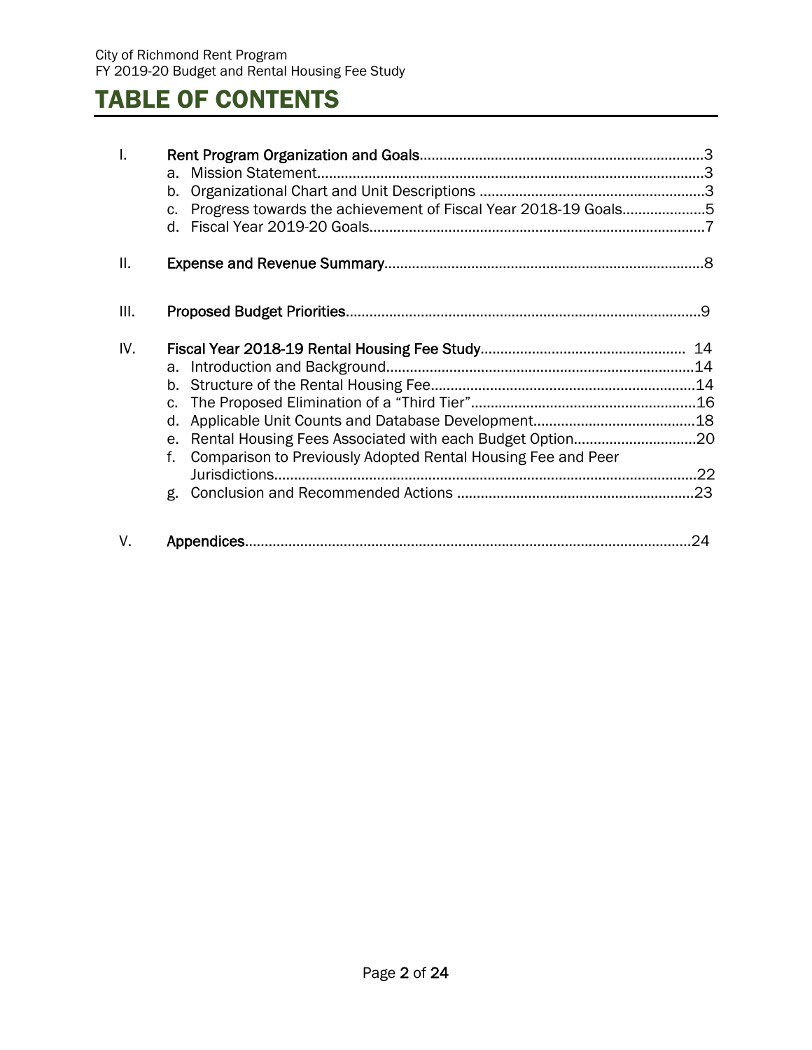# TABLE OF CONTENTS

I. Rent Program Organization and Goals....................................................................3
   a. Mission Statement.................................................................................................3
   b. Organizational Chart and Unit Descriptions .........................................................3
   c. Progress towards the achievement of Fiscal Year 2018-19 Goals.....................5
   d. Fiscal Year 2019-20 Goals....................................................................................7

II. Expense and Revenue Summary................................................................................8

III. Proposed Budget Priorities.........................................................................................9

IV. Fiscal Year 2018-19 Rental Housing Fee Study.................................................... 14
   a. Introduction and Background.............................................................................14
   b. Structure of the Rental Housing Fee...................................................................14
   c. The Proposed Elimination of a "Third Tier".........................................................16
   d. Applicable Unit Counts and Database Development.........................................18
   e. Rental Housing Fees Associated with each Budget Option...............................20
   f. Comparison to Previously Adopted Rental Housing Fee and Peer Jurisdictions...........................................................................................................22
   g. Conclusion and Recommended Actions ............................................................23

V. Appendices................................................................................................................24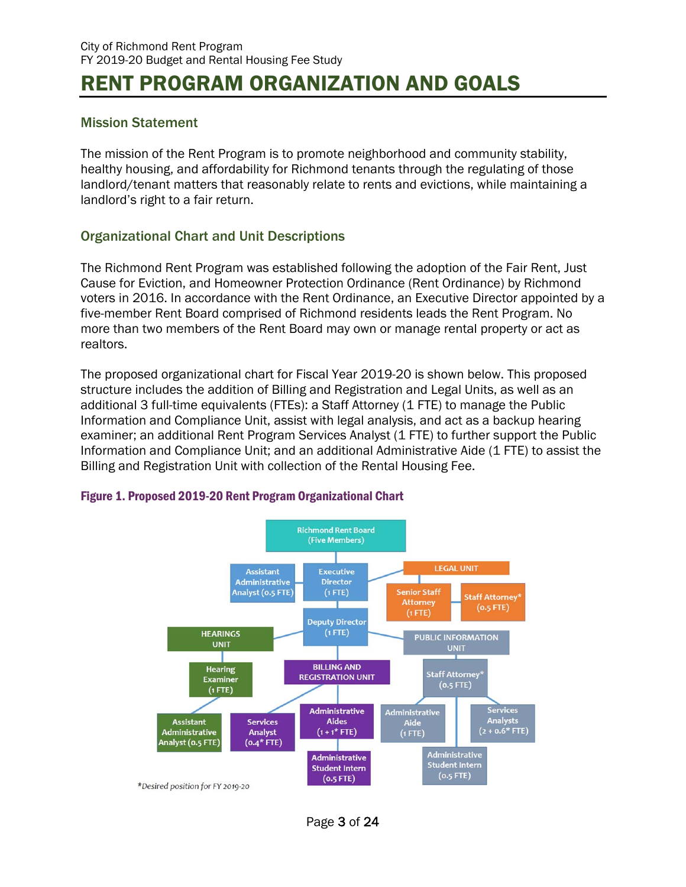# RENT PROGRAM ORGANIZATION AND GOALS

## Mission Statement

The mission of the Rent Program is to promote neighborhood and community stability, healthy housing, and affordability for Richmond tenants through the regulating of those landlord/tenant matters that reasonably relate to rents and evictions, while maintaining a landlord's right to a fair return.

## Organizational Chart and Unit Descriptions

The Richmond Rent Program was established following the adoption of the Fair Rent, Just Cause for Eviction, and Homeowner Protection Ordinance (Rent Ordinance) by Richmond voters in 2016. In accordance with the Rent Ordinance, an Executive Director appointed by a five-member Rent Board comprised of Richmond residents leads the Rent Program. No more than two members of the Rent Board may own or manage rental property or act as realtors.

The proposed organizational chart for Fiscal Year 2019-20 is shown below. This proposed structure includes the addition of Billing and Registration and Legal Units, as well as an additional 3 full-time equivalents (FTEs): a Staff Attorney (1 FTE) to manage the Public Information and Compliance Unit, assist with legal analysis, and act as a backup hearing examiner; an additional Rent Program Services Analyst (1 FTE) to further support the Public Information and Compliance Unit; and an additional Administrative Aide (1 FTE) to assist the Billing and Registration Unit with collection of the Rental Housing Fee.

**Figure 1. Proposed 2019-20 Rent Program Organizational Chart**

- Richmond Rent Board (Five Members)
  - Executive Director (1 FTE)
    - Assistant Administrative Analyst (0.5 FTE)
    - LEGAL UNIT
      - Senior Staff Attorney (1 FTE)
      - Staff Attorney* (0.5 FTE)
    - Deputy Director (1 FTE)
      - HEARINGS UNIT
        - Hearing Examiner (1 FTE)
          - Assistant Administrative Analyst (0.5 FTE)
      - BILLING AND REGISTRATION UNIT
        - Services Analyst (0.4* FTE)
        - Administrative Aides (1 + 1* FTE)
        - Administrative Student Intern (0.5 FTE)
      - PUBLIC INFORMATION UNIT
        - Staff Attorney* (0.5 FTE)
          - Administrative Aide (1 FTE)
          - Services Analysts (2 + 0.6* FTE)
          - Administrative Student Intern (0.5 FTE)

*Desired position for FY 2019-20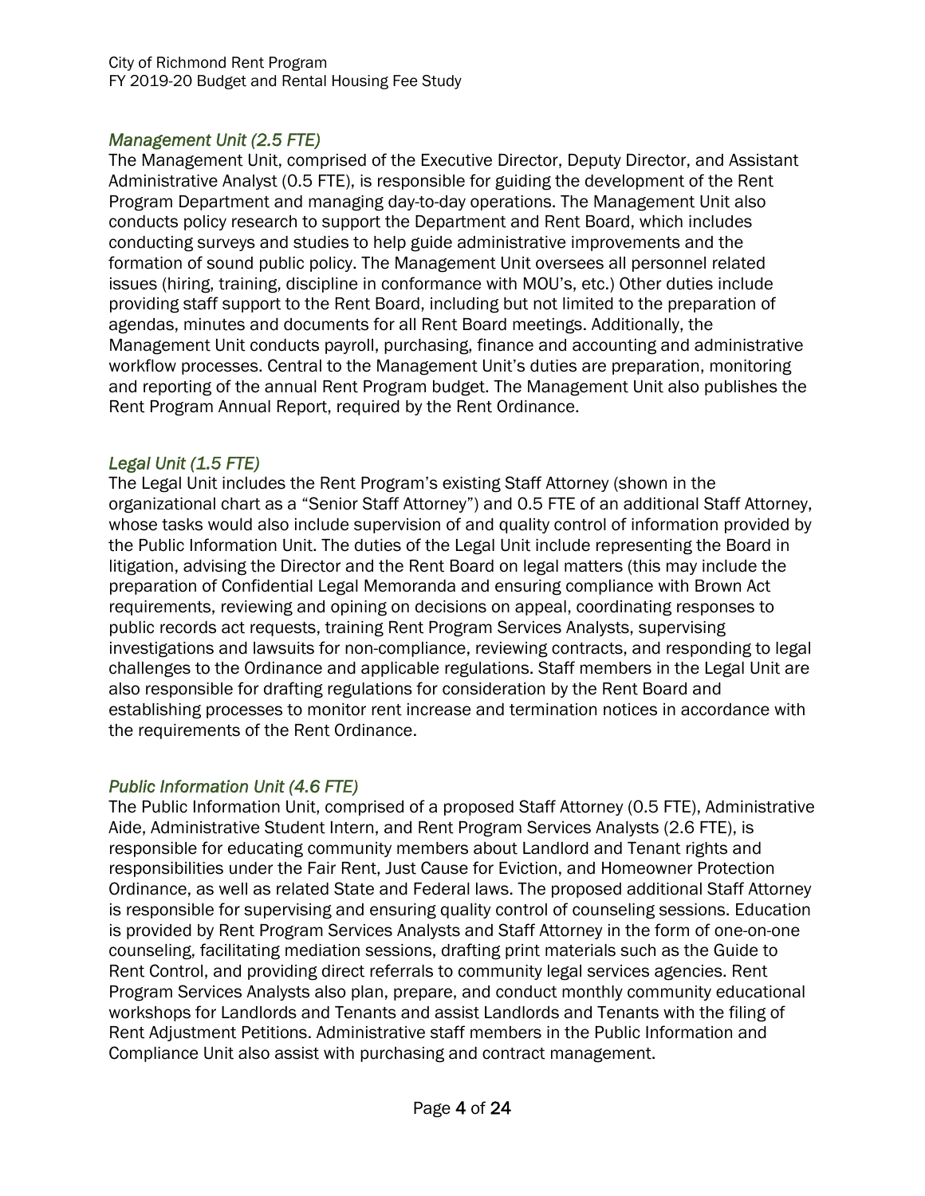*Management Unit (2.5 FTE)*

The Management Unit, comprised of the Executive Director, Deputy Director, and Assistant Administrative Analyst (0.5 FTE), is responsible for guiding the development of the Rent Program Department and managing day-to-day operations. The Management Unit also conducts policy research to support the Department and Rent Board, which includes conducting surveys and studies to help guide administrative improvements and the formation of sound public policy. The Management Unit oversees all personnel related issues (hiring, training, discipline in conformance with MOU's, etc.) Other duties include providing staff support to the Rent Board, including but not limited to the preparation of agendas, minutes and documents for all Rent Board meetings. Additionally, the Management Unit conducts payroll, purchasing, finance and accounting and administrative workflow processes. Central to the Management Unit's duties are preparation, monitoring and reporting of the annual Rent Program budget. The Management Unit also publishes the Rent Program Annual Report, required by the Rent Ordinance.

*Legal Unit (1.5 FTE)*

The Legal Unit includes the Rent Program's existing Staff Attorney (shown in the organizational chart as a "Senior Staff Attorney") and 0.5 FTE of an additional Staff Attorney, whose tasks would also include supervision of and quality control of information provided by the Public Information Unit. The duties of the Legal Unit include representing the Board in litigation, advising the Director and the Rent Board on legal matters (this may include the preparation of Confidential Legal Memoranda and ensuring compliance with Brown Act requirements, reviewing and opining on decisions on appeal, coordinating responses to public records act requests, training Rent Program Services Analysts, supervising investigations and lawsuits for non-compliance, reviewing contracts, and responding to legal challenges to the Ordinance and applicable regulations. Staff members in the Legal Unit are also responsible for drafting regulations for consideration by the Rent Board and establishing processes to monitor rent increase and termination notices in accordance with the requirements of the Rent Ordinance.

*Public Information Unit (4.6 FTE)*

The Public Information Unit, comprised of a proposed Staff Attorney (0.5 FTE), Administrative Aide, Administrative Student Intern, and Rent Program Services Analysts (2.6 FTE), is responsible for educating community members about Landlord and Tenant rights and responsibilities under the Fair Rent, Just Cause for Eviction, and Homeowner Protection Ordinance, as well as related State and Federal laws. The proposed additional Staff Attorney is responsible for supervising and ensuring quality control of counseling sessions. Education is provided by Rent Program Services Analysts and Staff Attorney in the form of one-on-one counseling, facilitating mediation sessions, drafting print materials such as the Guide to Rent Control, and providing direct referrals to community legal services agencies. Rent Program Services Analysts also plan, prepare, and conduct monthly community educational workshops for Landlords and Tenants and assist Landlords and Tenants with the filing of Rent Adjustment Petitions. Administrative staff members in the Public Information and Compliance Unit also assist with purchasing and contract management.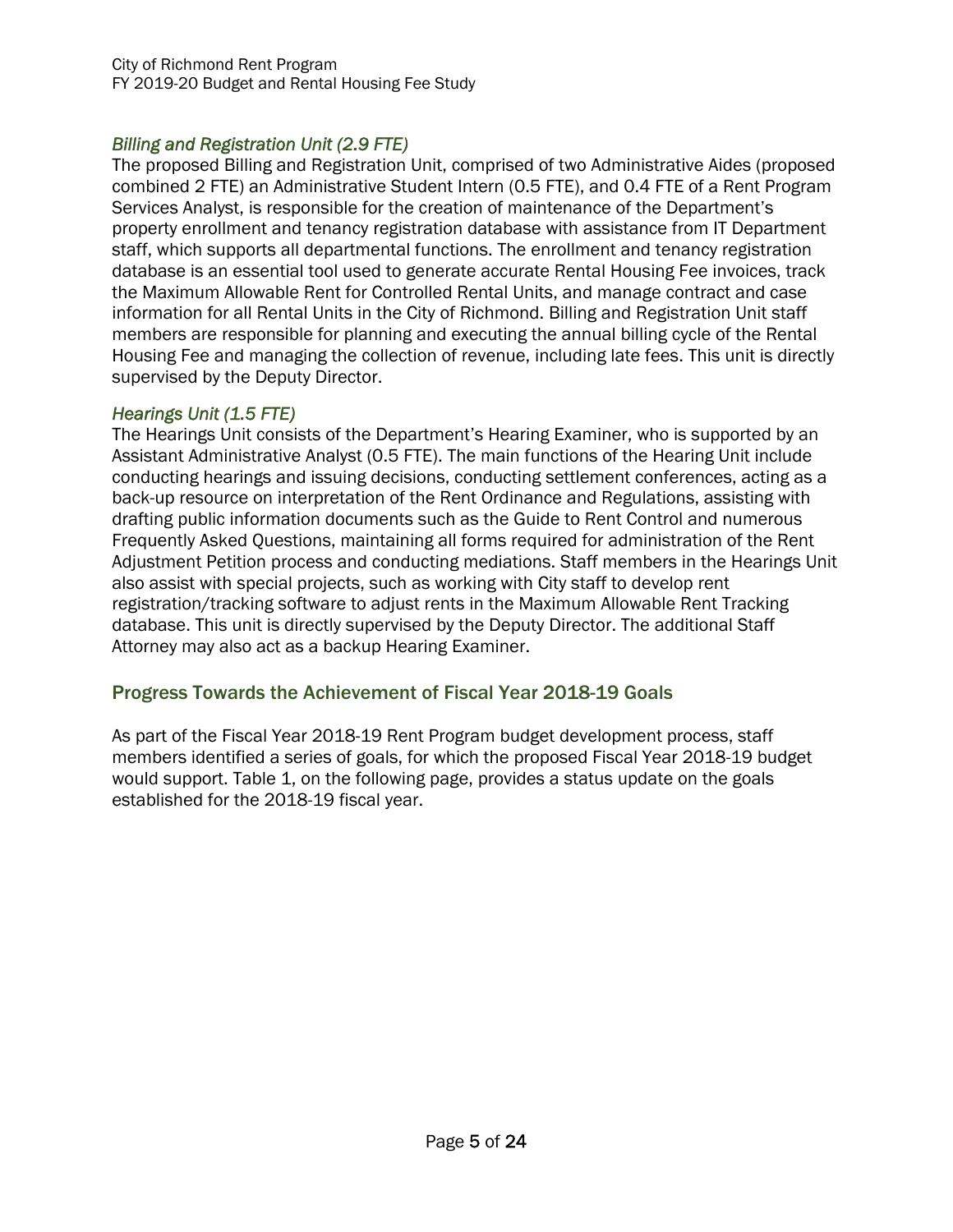### *Billing and Registration Unit (2.9 FTE)*

The proposed Billing and Registration Unit, comprised of two Administrative Aides (proposed combined 2 FTE) an Administrative Student Intern (0.5 FTE), and 0.4 FTE of a Rent Program Services Analyst, is responsible for the creation of maintenance of the Department's property enrollment and tenancy registration database with assistance from IT Department staff, which supports all departmental functions. The enrollment and tenancy registration database is an essential tool used to generate accurate Rental Housing Fee invoices, track the Maximum Allowable Rent for Controlled Rental Units, and manage contract and case information for all Rental Units in the City of Richmond. Billing and Registration Unit staff members are responsible for planning and executing the annual billing cycle of the Rental Housing Fee and managing the collection of revenue, including late fees. This unit is directly supervised by the Deputy Director.

### *Hearings Unit (1.5 FTE)*

The Hearings Unit consists of the Department's Hearing Examiner, who is supported by an Assistant Administrative Analyst (0.5 FTE). The main functions of the Hearing Unit include conducting hearings and issuing decisions, conducting settlement conferences, acting as a back-up resource on interpretation of the Rent Ordinance and Regulations, assisting with drafting public information documents such as the Guide to Rent Control and numerous Frequently Asked Questions, maintaining all forms required for administration of the Rent Adjustment Petition process and conducting mediations. Staff members in the Hearings Unit also assist with special projects, such as working with City staff to develop rent registration/tracking software to adjust rents in the Maximum Allowable Rent Tracking database. This unit is directly supervised by the Deputy Director. The additional Staff Attorney may also act as a backup Hearing Examiner.

## Progress Towards the Achievement of Fiscal Year 2018-19 Goals

As part of the Fiscal Year 2018-19 Rent Program budget development process, staff members identified a series of goals, for which the proposed Fiscal Year 2018-19 budget would support. Table 1, on the following page, provides a status update on the goals established for the 2018-19 fiscal year.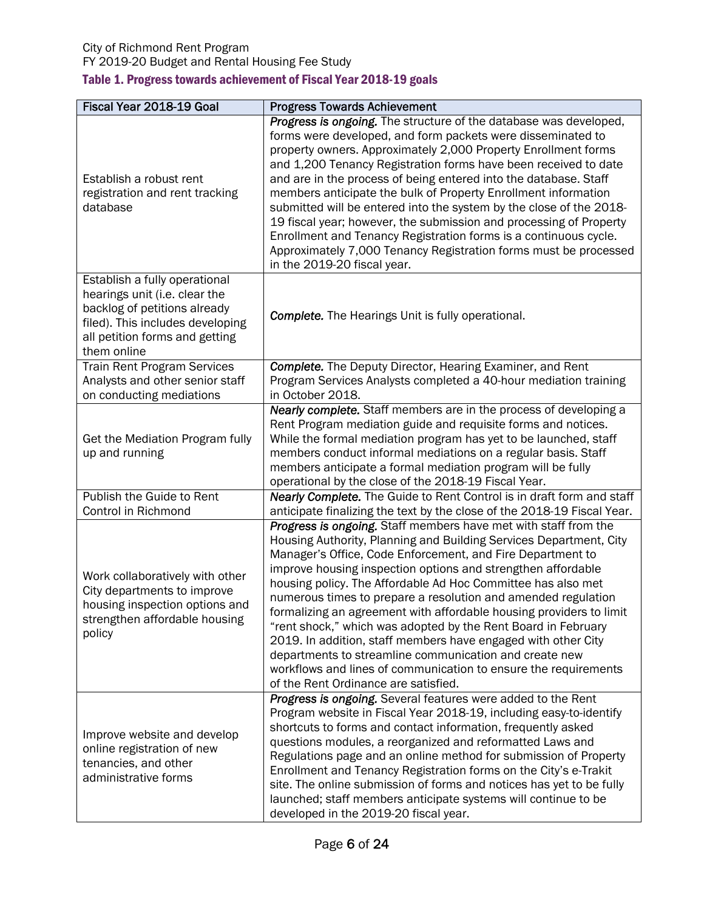### Table 1. Progress towards achievement of Fiscal Year 2018-19 goals

| Fiscal Year 2018-19 Goal | Progress Towards Achievement |
|---|---|
| Establish a robust rent registration and rent tracking database | ***Progress is ongoing.*** The structure of the database was developed, forms were developed, and form packets were disseminated to property owners. Approximately 2,000 Property Enrollment forms and 1,200 Tenancy Registration forms have been received to date and are in the process of being entered into the database. Staff members anticipate the bulk of Property Enrollment information submitted will be entered into the system by the close of the 2018-19 fiscal year; however, the submission and processing of Property Enrollment and Tenancy Registration forms is a continuous cycle. Approximately 7,000 Tenancy Registration forms must be processed in the 2019-20 fiscal year. |
| Establish a fully operational hearings unit (i.e. clear the backlog of petitions already filed). This includes developing all petition forms and getting them online | ***Complete.*** The Hearings Unit is fully operational. |
| Train Rent Program Services Analysts and other senior staff on conducting mediations | ***Complete.*** The Deputy Director, Hearing Examiner, and Rent Program Services Analysts completed a 40-hour mediation training in October 2018. |
| Get the Mediation Program fully up and running | ***Nearly complete.*** Staff members are in the process of developing a Rent Program mediation guide and requisite forms and notices. While the formal mediation program has yet to be launched, staff members conduct informal mediations on a regular basis. Staff members anticipate a formal mediation program will be fully operational by the close of the 2018-19 Fiscal Year. |
| Publish the Guide to Rent Control in Richmond | ***Nearly Complete.*** The Guide to Rent Control is in draft form and staff anticipate finalizing the text by the close of the 2018-19 Fiscal Year. |
| Work collaboratively with other City departments to improve housing inspection options and strengthen affordable housing policy | ***Progress is ongoing.*** Staff members have met with staff from the Housing Authority, Planning and Building Services Department, City Manager's Office, Code Enforcement, and Fire Department to improve housing inspection options and strengthen affordable housing policy. The Affordable Ad Hoc Committee has also met numerous times to prepare a resolution and amended regulation formalizing an agreement with affordable housing providers to limit "rent shock," which was adopted by the Rent Board in February 2019. In addition, staff members have engaged with other City departments to streamline communication and create new workflows and lines of communication to ensure the requirements of the Rent Ordinance are satisfied. |
| Improve website and develop online registration of new tenancies, and other administrative forms | ***Progress is ongoing.*** Several features were added to the Rent Program website in Fiscal Year 2018-19, including easy-to-identify shortcuts to forms and contact information, frequently asked questions modules, a reorganized and reformatted Laws and Regulations page and an online method for submission of Property Enrollment and Tenancy Registration forms on the City's e-Trakit site. The online submission of forms and notices has yet to be fully launched; staff members anticipate systems will continue to be developed in the 2019-20 fiscal year. |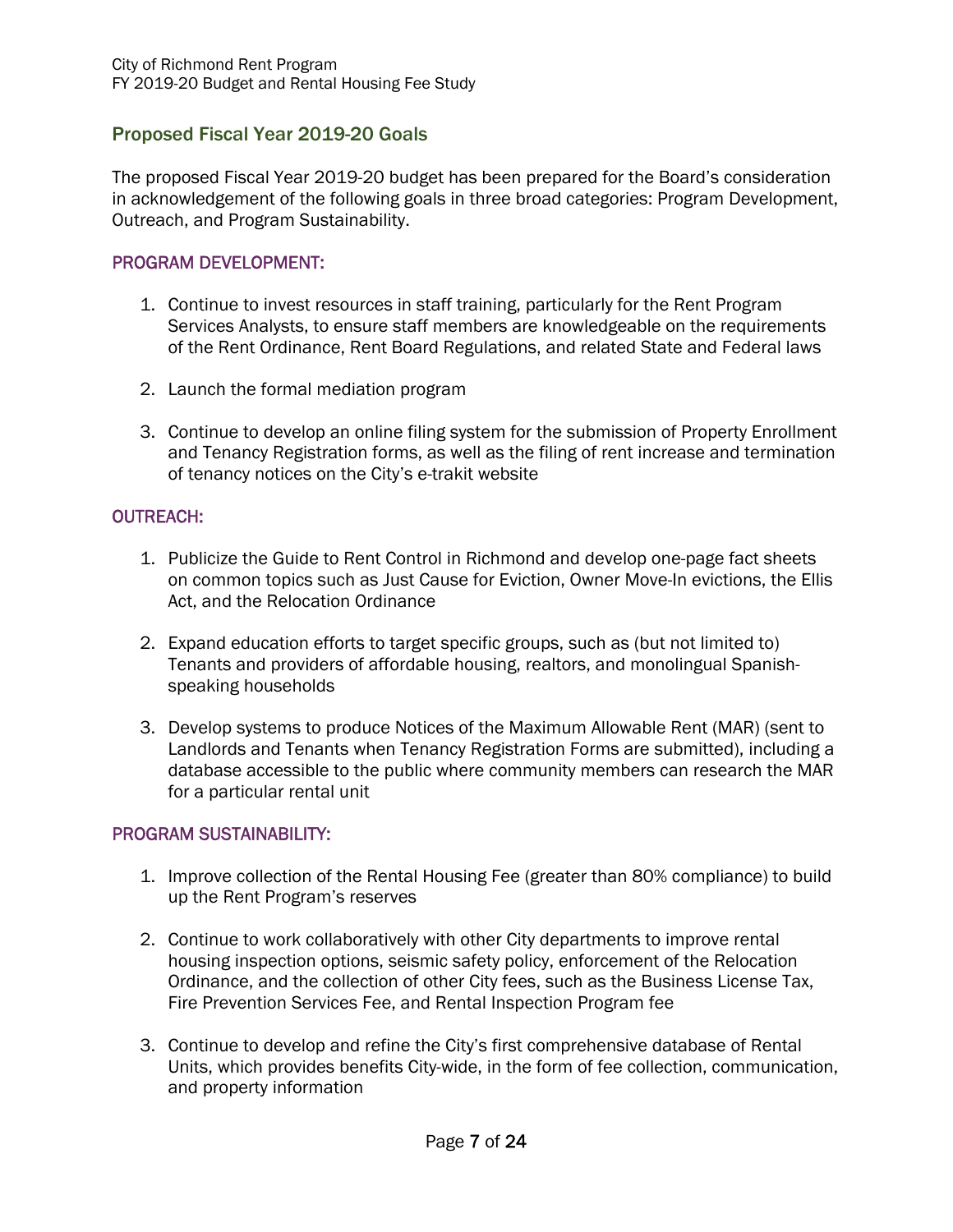## Proposed Fiscal Year 2019-20 Goals

The proposed Fiscal Year 2019-20 budget has been prepared for the Board's consideration in acknowledgement of the following goals in three broad categories: Program Development, Outreach, and Program Sustainability.

### PROGRAM DEVELOPMENT:

1. Continue to invest resources in staff training, particularly for the Rent Program Services Analysts, to ensure staff members are knowledgeable on the requirements of the Rent Ordinance, Rent Board Regulations, and related State and Federal laws
2. Launch the formal mediation program
3. Continue to develop an online filing system for the submission of Property Enrollment and Tenancy Registration forms, as well as the filing of rent increase and termination of tenancy notices on the City's e-trakit website

### OUTREACH:

1. Publicize the Guide to Rent Control in Richmond and develop one-page fact sheets on common topics such as Just Cause for Eviction, Owner Move-In evictions, the Ellis Act, and the Relocation Ordinance
2. Expand education efforts to target specific groups, such as (but not limited to) Tenants and providers of affordable housing, realtors, and monolingual Spanish-speaking households
3. Develop systems to produce Notices of the Maximum Allowable Rent (MAR) (sent to Landlords and Tenants when Tenancy Registration Forms are submitted), including a database accessible to the public where community members can research the MAR for a particular rental unit

### PROGRAM SUSTAINABILITY:

1. Improve collection of the Rental Housing Fee (greater than 80% compliance) to build up the Rent Program's reserves
2. Continue to work collaboratively with other City departments to improve rental housing inspection options, seismic safety policy, enforcement of the Relocation Ordinance, and the collection of other City fees, such as the Business License Tax, Fire Prevention Services Fee, and Rental Inspection Program fee
3. Continue to develop and refine the City's first comprehensive database of Rental Units, which provides benefits City-wide, in the form of fee collection, communication, and property information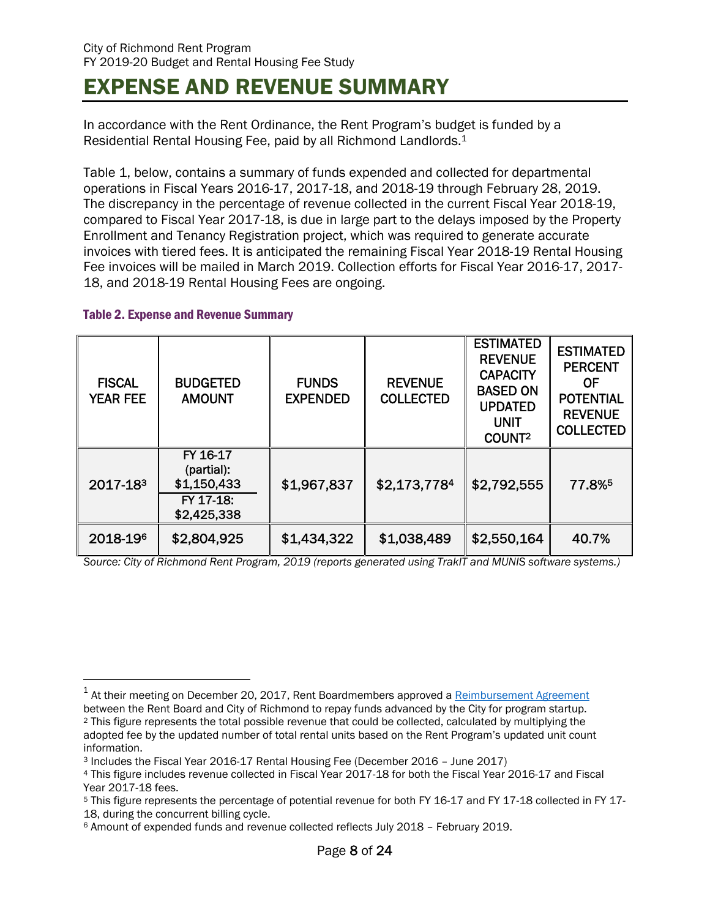# EXPENSE AND REVENUE SUMMARY

In accordance with the Rent Ordinance, the Rent Program's budget is funded by a Residential Rental Housing Fee, paid by all Richmond Landlords.[1]

Table 1, below, contains a summary of funds expended and collected for departmental operations in Fiscal Years 2016-17, 2017-18, and 2018-19 through February 28, 2019. The discrepancy in the percentage of revenue collected in the current Fiscal Year 2018-19, compared to Fiscal Year 2017-18, is due in large part to the delays imposed by the Property Enrollment and Tenancy Registration project, which was required to generate accurate invoices with tiered fees. It is anticipated the remaining Fiscal Year 2018-19 Rental Housing Fee invoices will be mailed in March 2019. Collection efforts for Fiscal Year 2016-17, 2017-18, and 2018-19 Rental Housing Fees are ongoing.

**Table 2. Expense and Revenue Summary**

| FISCAL YEAR FEE | BUDGETED AMOUNT | FUNDS EXPENDED | REVENUE COLLECTED | ESTIMATED REVENUE CAPACITY BASED ON UPDATED UNIT COUNT[2] | ESTIMATED PERCENT OF POTENTIAL REVENUE COLLECTED |
|---|---|---|---|---|---|
| 2017-18[3] | FY 16-17 (partial): $1,150,433<br>FY 17-18: $2,425,338 | $1,967,837 | $2,173,778[4] | $2,792,555 | 77.8%[5] |
| 2018-19[6] | $2,804,925 | $1,434,322 | $1,038,489 | $2,550,164 | 40.7% |

*Source: City of Richmond Rent Program, 2019 (reports generated using TrakIT and MUNIS software systems.)*

---

[1] At their meeting on December 20, 2017, Rent Boardmembers approved a Reimbursement Agreement between the Rent Board and City of Richmond to repay funds advanced by the City for program startup.

[2] This figure represents the total possible revenue that could be collected, calculated by multiplying the adopted fee by the updated number of total rental units based on the Rent Program's updated unit count information.

[3] Includes the Fiscal Year 2016-17 Rental Housing Fee (December 2016 – June 2017)

[4] This figure includes revenue collected in Fiscal Year 2017-18 for both the Fiscal Year 2016-17 and Fiscal Year 2017-18 fees.

[5] This figure represents the percentage of potential revenue for both FY 16-17 and FY 17-18 collected in FY 17-18, during the concurrent billing cycle.

[6] Amount of expended funds and revenue collected reflects July 2018 – February 2019.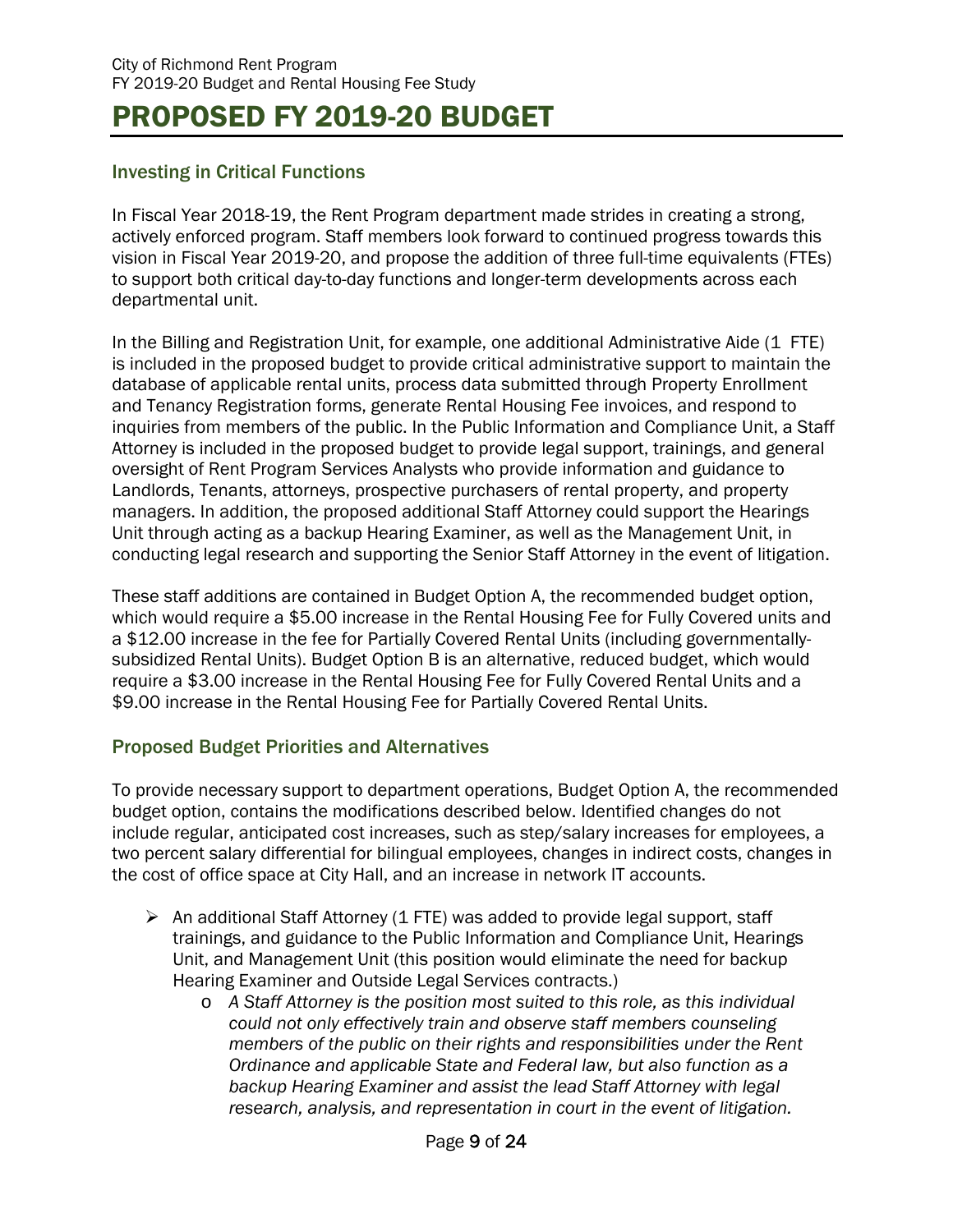# PROPOSED FY 2019-20 BUDGET

## Investing in Critical Functions

In Fiscal Year 2018-19, the Rent Program department made strides in creating a strong, actively enforced program. Staff members look forward to continued progress towards this vision in Fiscal Year 2019-20, and propose the addition of three full-time equivalents (FTEs) to support both critical day-to-day functions and longer-term developments across each departmental unit.

In the Billing and Registration Unit, for example, one additional Administrative Aide (1 FTE) is included in the proposed budget to provide critical administrative support to maintain the database of applicable rental units, process data submitted through Property Enrollment and Tenancy Registration forms, generate Rental Housing Fee invoices, and respond to inquiries from members of the public. In the Public Information and Compliance Unit, a Staff Attorney is included in the proposed budget to provide legal support, trainings, and general oversight of Rent Program Services Analysts who provide information and guidance to Landlords, Tenants, attorneys, prospective purchasers of rental property, and property managers. In addition, the proposed additional Staff Attorney could support the Hearings Unit through acting as a backup Hearing Examiner, as well as the Management Unit, in conducting legal research and supporting the Senior Staff Attorney in the event of litigation.

These staff additions are contained in Budget Option A, the recommended budget option, which would require a $5.00 increase in the Rental Housing Fee for Fully Covered units and a $12.00 increase in the fee for Partially Covered Rental Units (including governmentally-subsidized Rental Units). Budget Option B is an alternative, reduced budget, which would require a $3.00 increase in the Rental Housing Fee for Fully Covered Rental Units and a $9.00 increase in the Rental Housing Fee for Partially Covered Rental Units.

## Proposed Budget Priorities and Alternatives

To provide necessary support to department operations, Budget Option A, the recommended budget option, contains the modifications described below. Identified changes do not include regular, anticipated cost increases, such as step/salary increases for employees, a two percent salary differential for bilingual employees, changes in indirect costs, changes in the cost of office space at City Hall, and an increase in network IT accounts.

- An additional Staff Attorney (1 FTE) was added to provide legal support, staff trainings, and guidance to the Public Information and Compliance Unit, Hearings Unit, and Management Unit (this position would eliminate the need for backup Hearing Examiner and Outside Legal Services contracts.)
  - *A Staff Attorney is the position most suited to this role, as this individual could not only effectively train and observe staff members counseling members of the public on their rights and responsibilities under the Rent Ordinance and applicable State and Federal law, but also function as a backup Hearing Examiner and assist the lead Staff Attorney with legal research, analysis, and representation in court in the event of litigation.*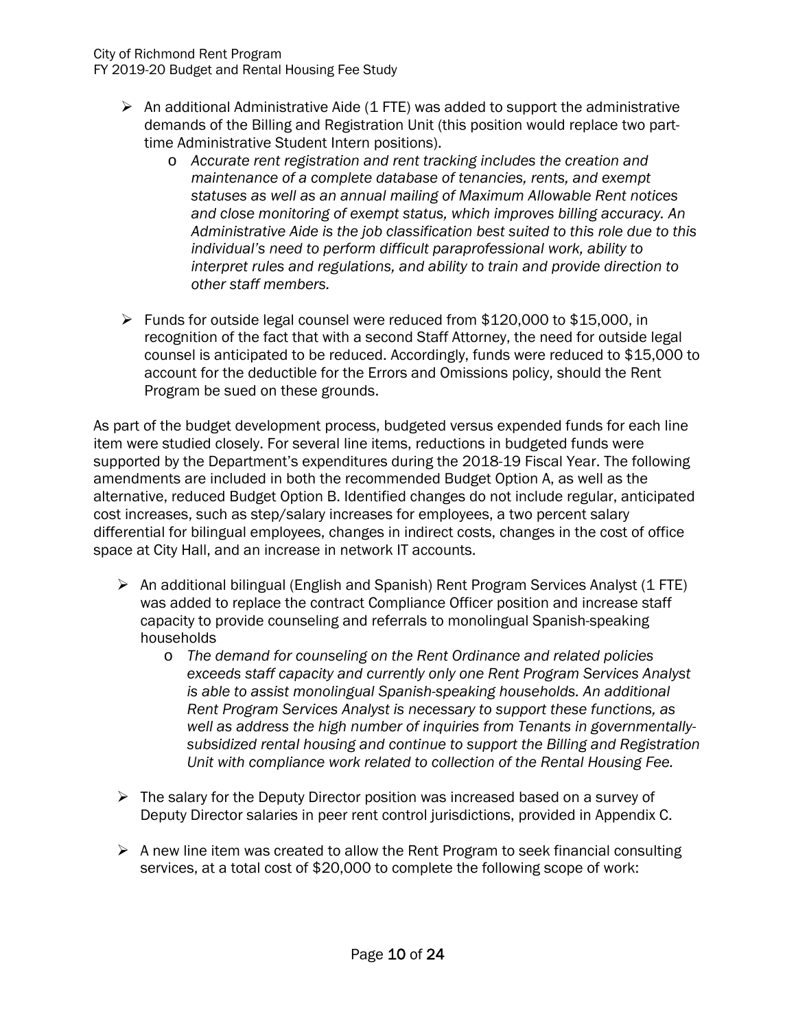- An additional Administrative Aide (1 FTE) was added to support the administrative demands of the Billing and Registration Unit (this position would replace two part-time Administrative Student Intern positions).
  - *Accurate rent registration and rent tracking includes the creation and maintenance of a complete database of tenancies, rents, and exempt statuses as well as an annual mailing of Maximum Allowable Rent notices and close monitoring of exempt status, which improves billing accuracy. An Administrative Aide is the job classification best suited to this role due to this individual's need to perform difficult paraprofessional work, ability to interpret rules and regulations, and ability to train and provide direction to other staff members.*

- Funds for outside legal counsel were reduced from $120,000 to $15,000, in recognition of the fact that with a second Staff Attorney, the need for outside legal counsel is anticipated to be reduced. Accordingly, funds were reduced to $15,000 to account for the deductible for the Errors and Omissions policy, should the Rent Program be sued on these grounds.

As part of the budget development process, budgeted versus expended funds for each line item were studied closely. For several line items, reductions in budgeted funds were supported by the Department's expenditures during the 2018-19 Fiscal Year. The following amendments are included in both the recommended Budget Option A, as well as the alternative, reduced Budget Option B. Identified changes do not include regular, anticipated cost increases, such as step/salary increases for employees, a two percent salary differential for bilingual employees, changes in indirect costs, changes in the cost of office space at City Hall, and an increase in network IT accounts.

- An additional bilingual (English and Spanish) Rent Program Services Analyst (1 FTE) was added to replace the contract Compliance Officer position and increase staff capacity to provide counseling and referrals to monolingual Spanish-speaking households
  - *The demand for counseling on the Rent Ordinance and related policies exceeds staff capacity and currently only one Rent Program Services Analyst is able to assist monolingual Spanish-speaking households. An additional Rent Program Services Analyst is necessary to support these functions, as well as address the high number of inquiries from Tenants in governmentally-subsidized rental housing and continue to support the Billing and Registration Unit with compliance work related to collection of the Rental Housing Fee.*

- The salary for the Deputy Director position was increased based on a survey of Deputy Director salaries in peer rent control jurisdictions, provided in Appendix C.

- A new line item was created to allow the Rent Program to seek financial consulting services, at a total cost of $20,000 to complete the following scope of work: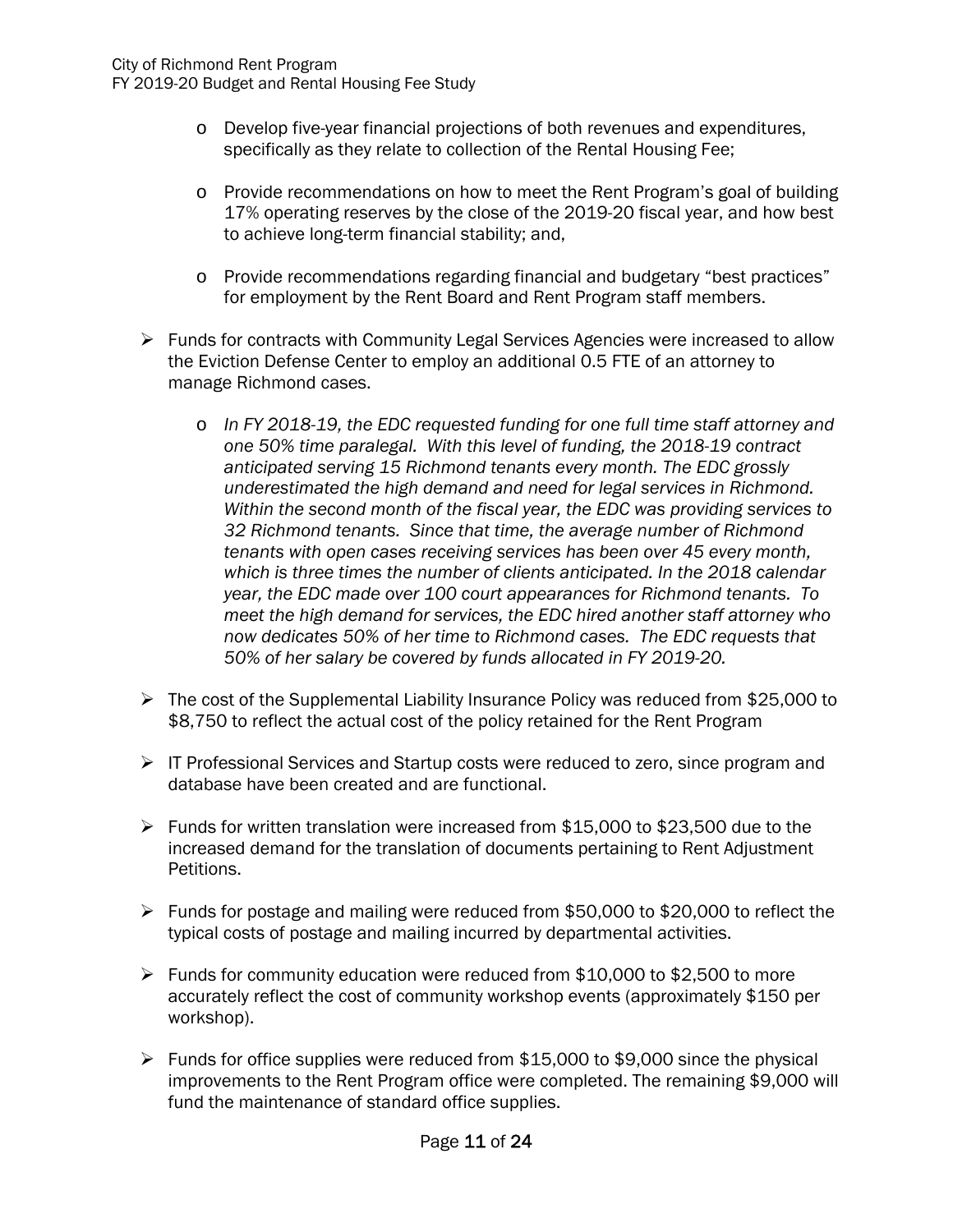- Develop five-year financial projections of both revenues and expenditures, specifically as they relate to collection of the Rental Housing Fee;
- Provide recommendations on how to meet the Rent Program's goal of building 17% operating reserves by the close of the 2019-20 fiscal year, and how best to achieve long-term financial stability; and,
- Provide recommendations regarding financial and budgetary "best practices" for employment by the Rent Board and Rent Program staff members.

- Funds for contracts with Community Legal Services Agencies were increased to allow the Eviction Defense Center to employ an additional 0.5 FTE of an attorney to manage Richmond cases.
  - *In FY 2018-19, the EDC requested funding for one full time staff attorney and one 50% time paralegal. With this level of funding, the 2018-19 contract anticipated serving 15 Richmond tenants every month. The EDC grossly underestimated the high demand and need for legal services in Richmond. Within the second month of the fiscal year, the EDC was providing services to 32 Richmond tenants. Since that time, the average number of Richmond tenants with open cases receiving services has been over 45 every month, which is three times the number of clients anticipated. In the 2018 calendar year, the EDC made over 100 court appearances for Richmond tenants. To meet the high demand for services, the EDC hired another staff attorney who now dedicates 50% of her time to Richmond cases. The EDC requests that 50% of her salary be covered by funds allocated in FY 2019-20.*

- The cost of the Supplemental Liability Insurance Policy was reduced from $25,000 to $8,750 to reflect the actual cost of the policy retained for the Rent Program

- IT Professional Services and Startup costs were reduced to zero, since program and database have been created and are functional.

- Funds for written translation were increased from $15,000 to $23,500 due to the increased demand for the translation of documents pertaining to Rent Adjustment Petitions.

- Funds for postage and mailing were reduced from $50,000 to $20,000 to reflect the typical costs of postage and mailing incurred by departmental activities.

- Funds for community education were reduced from $10,000 to $2,500 to more accurately reflect the cost of community workshop events (approximately $150 per workshop).

- Funds for office supplies were reduced from $15,000 to $9,000 since the physical improvements to the Rent Program office were completed. The remaining $9,000 will fund the maintenance of standard office supplies.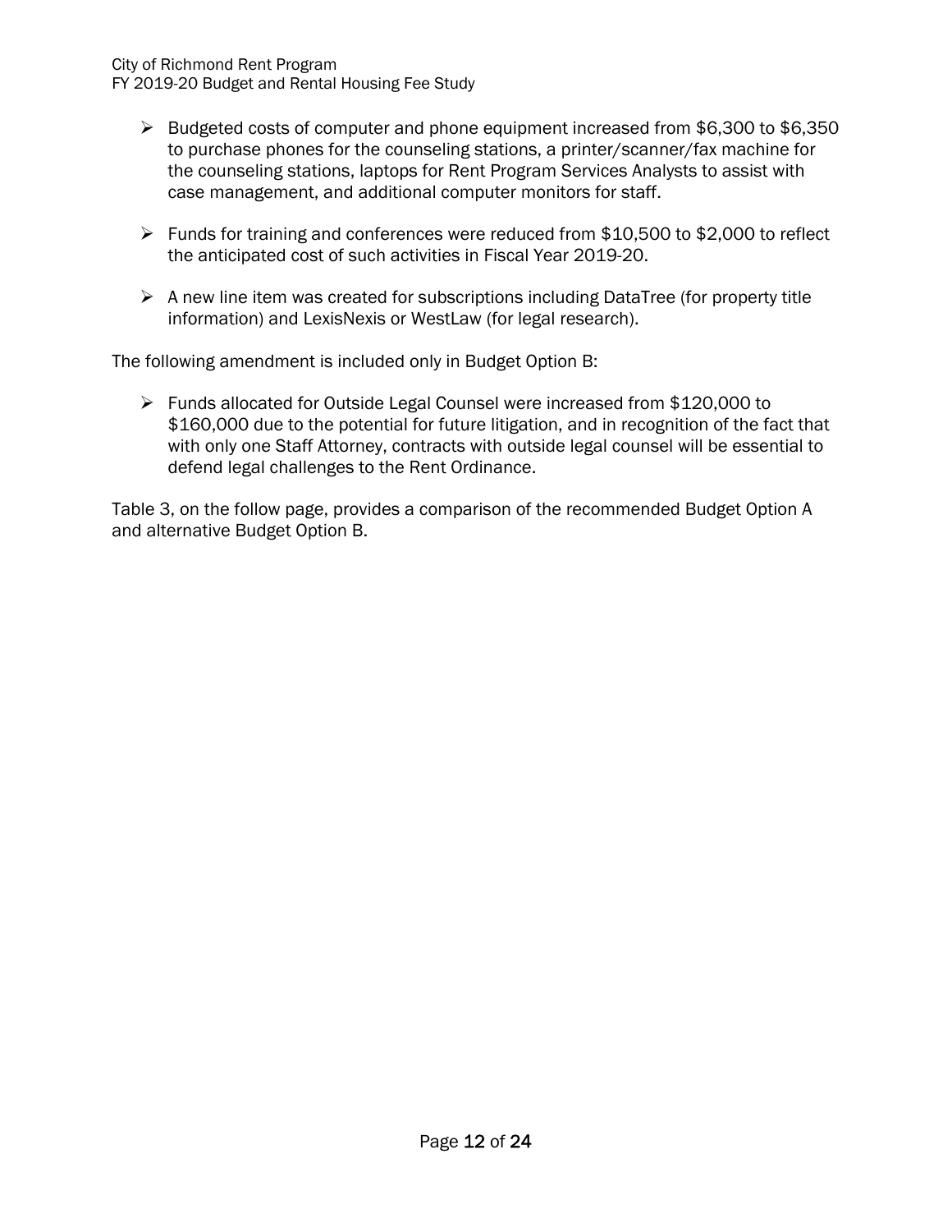- Budgeted costs of computer and phone equipment increased from $6,300 to $6,350 to purchase phones for the counseling stations, a printer/scanner/fax machine for the counseling stations, laptops for Rent Program Services Analysts to assist with case management, and additional computer monitors for staff.

- Funds for training and conferences were reduced from $10,500 to $2,000 to reflect the anticipated cost of such activities in Fiscal Year 2019-20.

- A new line item was created for subscriptions including DataTree (for property title information) and LexisNexis or WestLaw (for legal research).

The following amendment is included only in Budget Option B:

- Funds allocated for Outside Legal Counsel were increased from $120,000 to $160,000 due to the potential for future litigation, and in recognition of the fact that with only one Staff Attorney, contracts with outside legal counsel will be essential to defend legal challenges to the Rent Ordinance.

Table 3, on the follow page, provides a comparison of the recommended Budget Option A and alternative Budget Option B.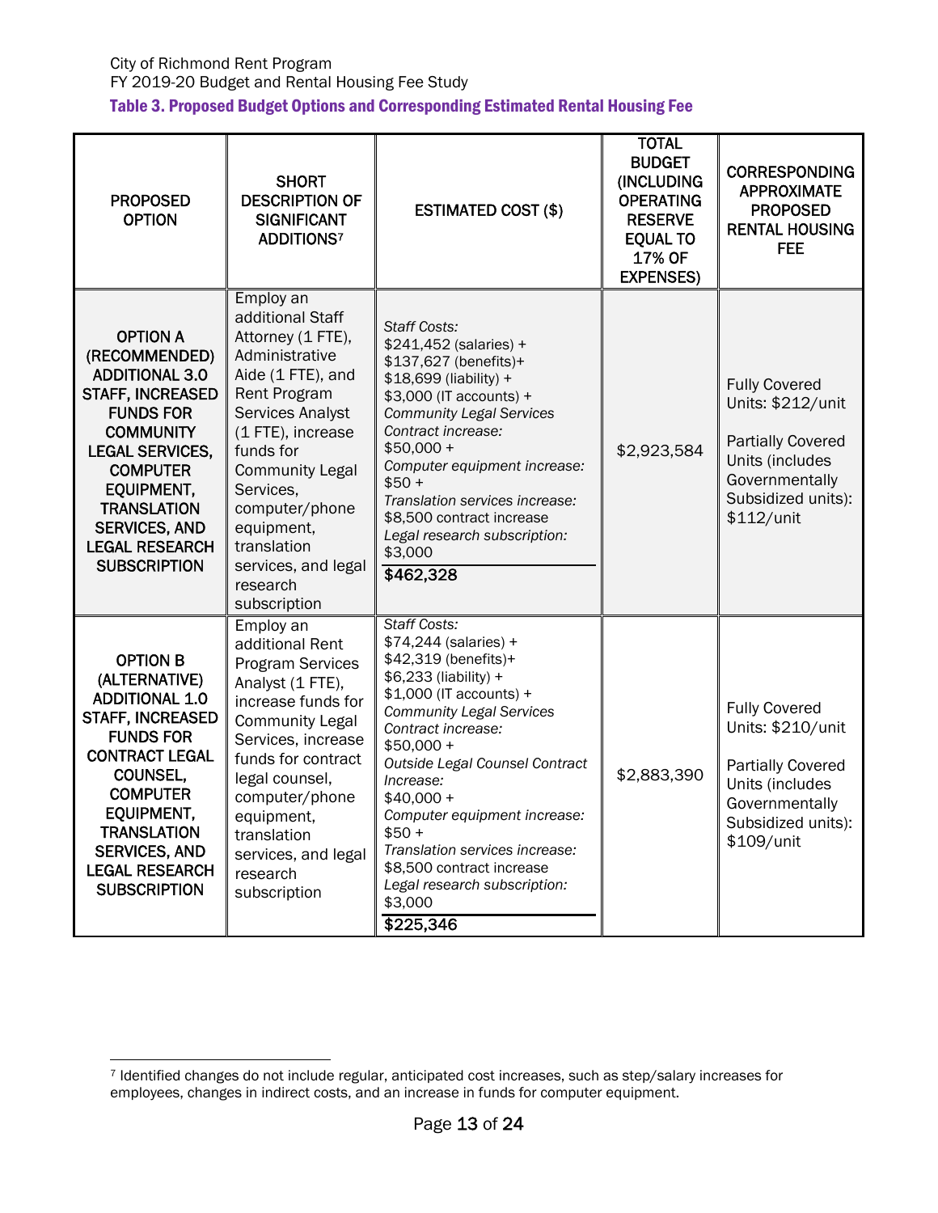### Table 3. Proposed Budget Options and Corresponding Estimated Rental Housing Fee

| PROPOSED OPTION | SHORT DESCRIPTION OF SIGNIFICANT ADDITIONS[7] | ESTIMATED COST ($) | TOTAL BUDGET (INCLUDING OPERATING RESERVE EQUAL TO 17% OF EXPENSES) | CORRESPONDING APPROXIMATE PROPOSED RENTAL HOUSING FEE |
|---|---|---|---|---|
| **OPTION A (RECOMMENDED) ADDITIONAL 3.0 STAFF, INCREASED FUNDS FOR COMMUNITY LEGAL SERVICES, COMPUTER EQUIPMENT, TRANSLATION SERVICES, AND LEGAL RESEARCH SUBSCRIPTION** | Employ an additional Staff Attorney (1 FTE), Administrative Aide (1 FTE), and Rent Program Services Analyst (1 FTE), increase funds for Community Legal Services, computer/phone equipment, translation services, and legal research subscription | *Staff Costs:* $241,452 (salaries) + $137,627 (benefits)+ $18,699 (liability) + $3,000 (IT accounts) + *Community Legal Services Contract increase:* $50,000 + *Computer equipment increase:* $50 + *Translation services increase:* $8,500 contract increase *Legal research subscription:* $3,000 **$462,328** | $2,923,584 | Fully Covered Units: $212/unit<br><br>Partially Covered Units (includes Governmentally Subsidized units): $112/unit |
| **OPTION B (ALTERNATIVE) ADDITIONAL 1.0 STAFF, INCREASED FUNDS FOR CONTRACT LEGAL COUNSEL, COMPUTER EQUIPMENT, TRANSLATION SERVICES, AND LEGAL RESEARCH SUBSCRIPTION** | Employ an additional Rent Program Services Analyst (1 FTE), increase funds for Community Legal Services, increase funds for contract legal counsel, computer/phone equipment, translation services, and legal research subscription | *Staff Costs:* $74,244 (salaries) + $42,319 (benefits)+ $6,233 (liability) + $1,000 (IT accounts) + *Community Legal Services Contract increase:* $50,000 + *Outside Legal Counsel Contract Increase:* $40,000 + *Computer equipment increase:* $50 + *Translation services increase:* $8,500 contract increase *Legal research subscription:* $3,000 **$225,346** | $2,883,390 | Fully Covered Units: $210/unit<br><br>Partially Covered Units (includes Governmentally Subsidized units): $109/unit |

[7] Identified changes do not include regular, anticipated cost increases, such as step/salary increases for employees, changes in indirect costs, and an increase in funds for computer equipment.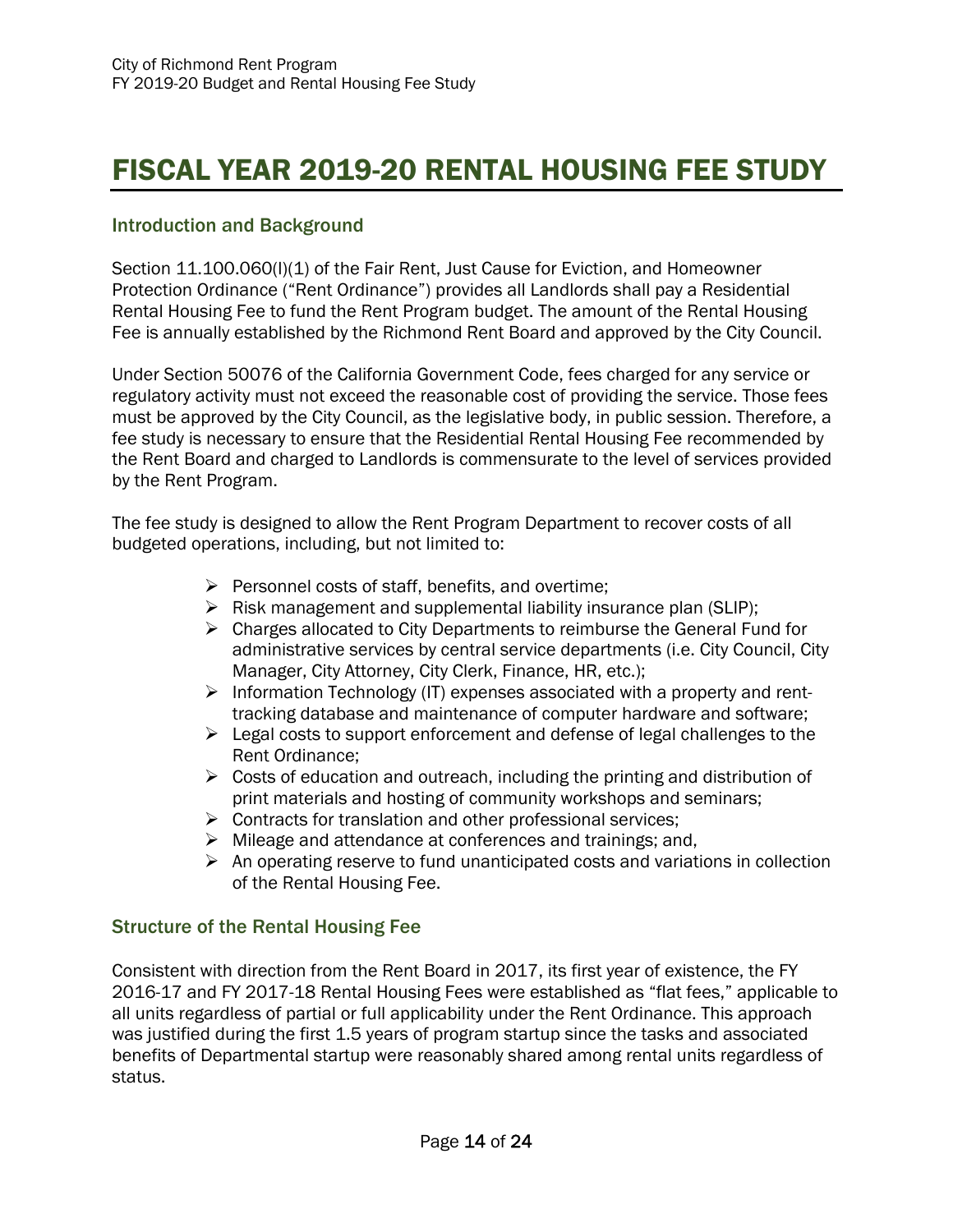# FISCAL YEAR 2019-20 RENTAL HOUSING FEE STUDY

## Introduction and Background

Section 11.100.060(l)(1) of the Fair Rent, Just Cause for Eviction, and Homeowner Protection Ordinance ("Rent Ordinance") provides all Landlords shall pay a Residential Rental Housing Fee to fund the Rent Program budget. The amount of the Rental Housing Fee is annually established by the Richmond Rent Board and approved by the City Council.

Under Section 50076 of the California Government Code, fees charged for any service or regulatory activity must not exceed the reasonable cost of providing the service. Those fees must be approved by the City Council, as the legislative body, in public session. Therefore, a fee study is necessary to ensure that the Residential Rental Housing Fee recommended by the Rent Board and charged to Landlords is commensurate to the level of services provided by the Rent Program.

The fee study is designed to allow the Rent Program Department to recover costs of all budgeted operations, including, but not limited to:

- Personnel costs of staff, benefits, and overtime;
- Risk management and supplemental liability insurance plan (SLIP);
- Charges allocated to City Departments to reimburse the General Fund for administrative services by central service departments (i.e. City Council, City Manager, City Attorney, City Clerk, Finance, HR, etc.);
- Information Technology (IT) expenses associated with a property and rent-tracking database and maintenance of computer hardware and software;
- Legal costs to support enforcement and defense of legal challenges to the Rent Ordinance;
- Costs of education and outreach, including the printing and distribution of print materials and hosting of community workshops and seminars;
- Contracts for translation and other professional services;
- Mileage and attendance at conferences and trainings; and,
- An operating reserve to fund unanticipated costs and variations in collection of the Rental Housing Fee.

## Structure of the Rental Housing Fee

Consistent with direction from the Rent Board in 2017, its first year of existence, the FY 2016-17 and FY 2017-18 Rental Housing Fees were established as "flat fees," applicable to all units regardless of partial or full applicability under the Rent Ordinance. This approach was justified during the first 1.5 years of program startup since the tasks and associated benefits of Departmental startup were reasonably shared among rental units regardless of status.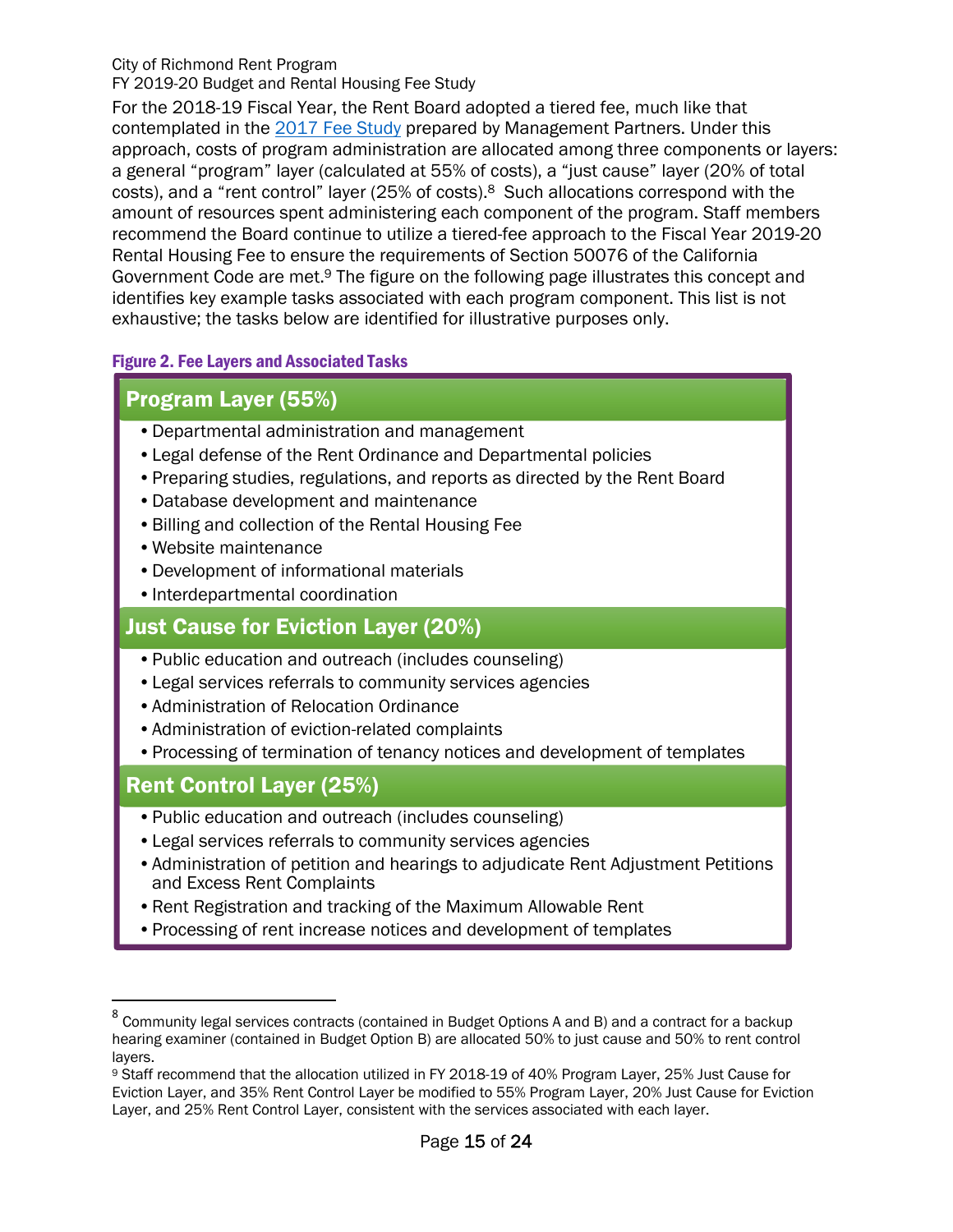For the 2018-19 Fiscal Year, the Rent Board adopted a tiered fee, much like that contemplated in the 2017 Fee Study prepared by Management Partners. Under this approach, costs of program administration are allocated among three components or layers: a general "program" layer (calculated at 55% of costs), a "just cause" layer (20% of total costs), and a "rent control" layer (25% of costs).[8] Such allocations correspond with the amount of resources spent administering each component of the program. Staff members recommend the Board continue to utilize a tiered-fee approach to the Fiscal Year 2019-20 Rental Housing Fee to ensure the requirements of Section 50076 of the California Government Code are met.[9] The figure on the following page illustrates this concept and identifies key example tasks associated with each program component. This list is not exhaustive; the tasks below are identified for illustrative purposes only.

**Figure 2. Fee Layers and Associated Tasks**

**Program Layer (55%)**

- Departmental administration and management
- Legal defense of the Rent Ordinance and Departmental policies
- Preparing studies, regulations, and reports as directed by the Rent Board
- Database development and maintenance
- Billing and collection of the Rental Housing Fee
- Website maintenance
- Development of informational materials
- Interdepartmental coordination

**Just Cause for Eviction Layer (20%)**

- Public education and outreach (includes counseling)
- Legal services referrals to community services agencies
- Administration of Relocation Ordinance
- Administration of eviction-related complaints
- Processing of termination of tenancy notices and development of templates

**Rent Control Layer (25%)**

- Public education and outreach (includes counseling)
- Legal services referrals to community services agencies
- Administration of petition and hearings to adjudicate Rent Adjustment Petitions and Excess Rent Complaints
- Rent Registration and tracking of the Maximum Allowable Rent
- Processing of rent increase notices and development of templates

---

[8] Community legal services contracts (contained in Budget Options A and B) and a contract for a backup hearing examiner (contained in Budget Option B) are allocated 50% to just cause and 50% to rent control layers.

[9] Staff recommend that the allocation utilized in FY 2018-19 of 40% Program Layer, 25% Just Cause for Eviction Layer, and 35% Rent Control Layer be modified to 55% Program Layer, 20% Just Cause for Eviction Layer, and 25% Rent Control Layer, consistent with the services associated with each layer.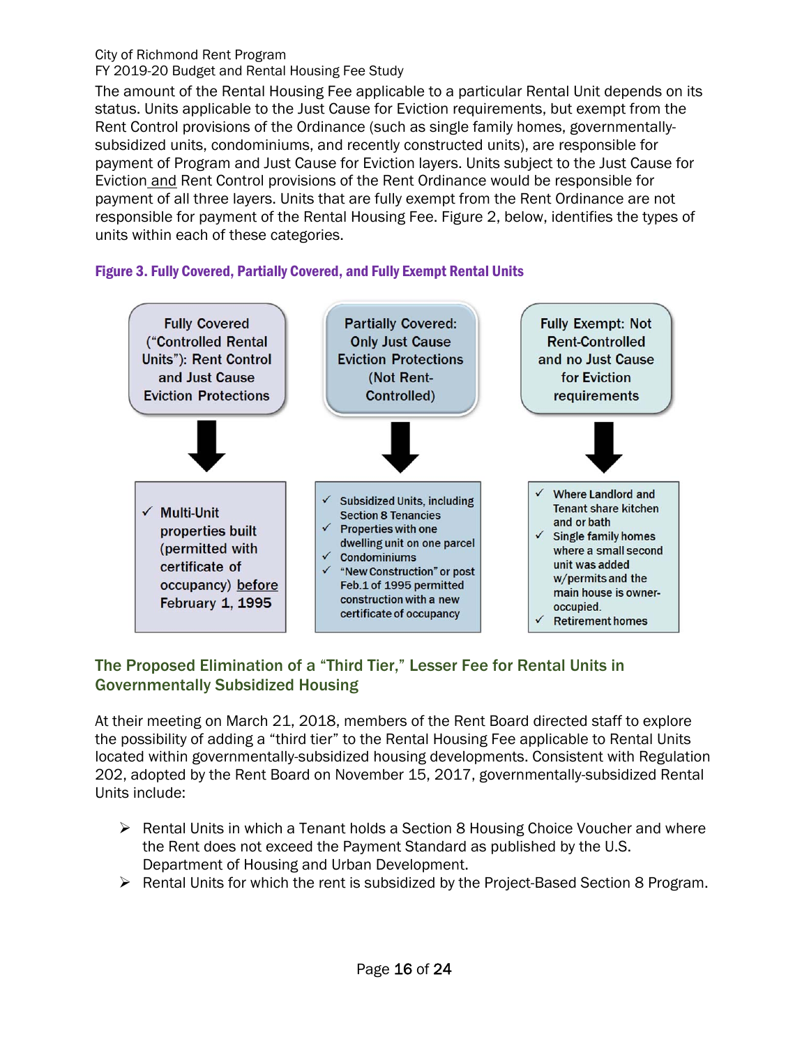The amount of the Rental Housing Fee applicable to a particular Rental Unit depends on its status. Units applicable to the Just Cause for Eviction requirements, but exempt from the Rent Control provisions of the Ordinance (such as single family homes, governmentally-subsidized units, condominiums, and recently constructed units), are responsible for payment of Program and Just Cause for Eviction layers. Units subject to the Just Cause for Eviction and Rent Control provisions of the Rent Ordinance would be responsible for payment of all three layers. Units that are fully exempt from the Rent Ordinance are not responsible for payment of the Rental Housing Fee. Figure 2, below, identifies the types of units within each of these categories.

**Figure 3. Fully Covered, Partially Covered, and Fully Exempt Rental Units**

| Fully Covered ("Controlled Rental Units"): Rent Control and Just Cause Eviction Protections | Partially Covered: Only Just Cause Eviction Protections (Not Rent-Controlled) | Fully Exempt: Not Rent-Controlled and no Just Cause for Eviction requirements |
|---|---|---|
| ✓ Multi-Unit properties built (permitted with certificate of occupancy) before February 1, 1995 | ✓ Subsidized Units, including Section 8 Tenancies<br>✓ Properties with one dwelling unit on one parcel<br>✓ Condominiums<br>✓ "New Construction" or post Feb.1 of 1995 permitted construction with a new certificate of occupancy | ✓ Where Landlord and Tenant share kitchen and or bath<br>✓ Single family homes where a small second unit was added w/permits and the main house is owner-occupied.<br>✓ Retirement homes |

## The Proposed Elimination of a "Third Tier," Lesser Fee for Rental Units in Governmentally Subsidized Housing

At their meeting on March 21, 2018, members of the Rent Board directed staff to explore the possibility of adding a "third tier" to the Rental Housing Fee applicable to Rental Units located within governmentally-subsidized housing developments. Consistent with Regulation 202, adopted by the Rent Board on November 15, 2017, governmentally-subsidized Rental Units include:

- Rental Units in which a Tenant holds a Section 8 Housing Choice Voucher and where the Rent does not exceed the Payment Standard as published by the U.S. Department of Housing and Urban Development.
- Rental Units for which the rent is subsidized by the Project-Based Section 8 Program.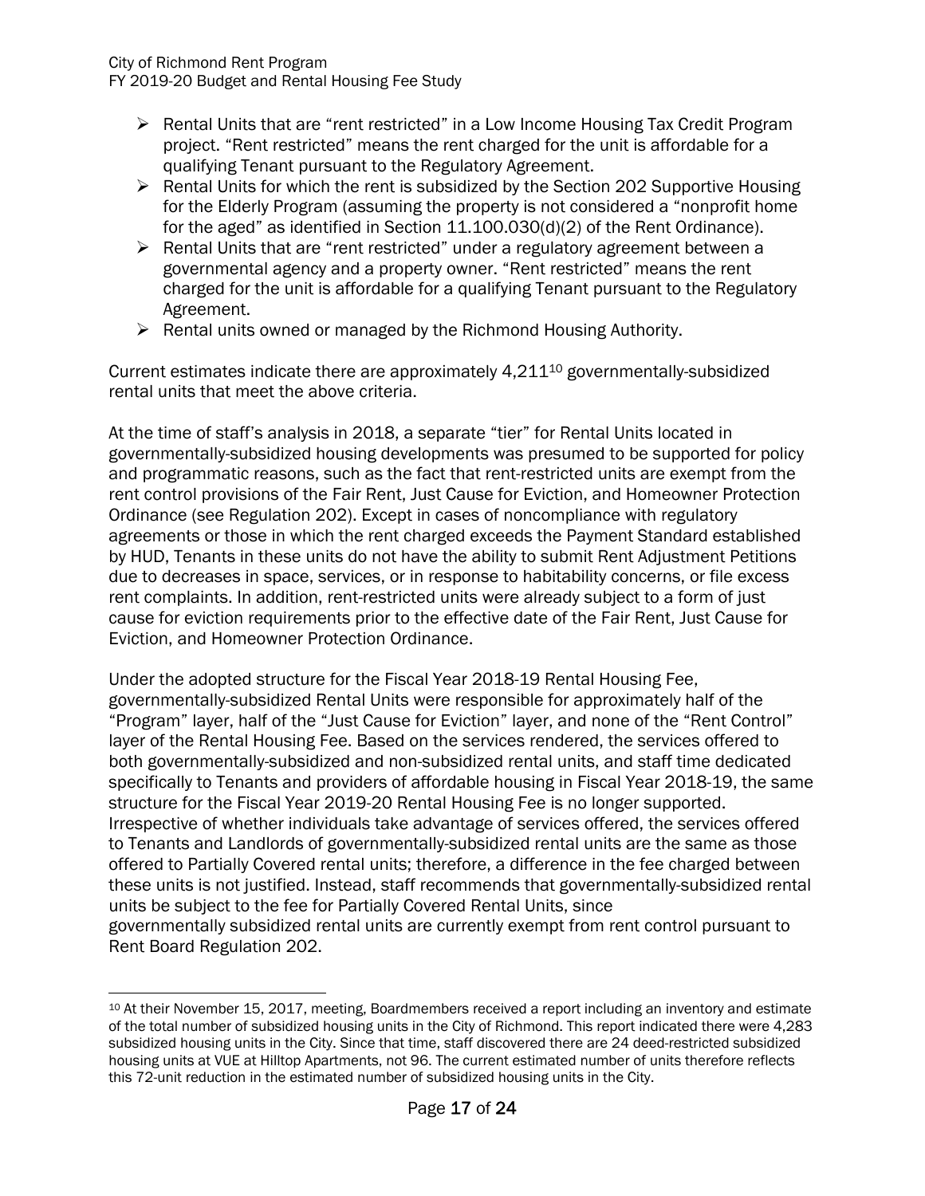- Rental Units that are "rent restricted" in a Low Income Housing Tax Credit Program project. "Rent restricted" means the rent charged for the unit is affordable for a qualifying Tenant pursuant to the Regulatory Agreement.
- Rental Units for which the rent is subsidized by the Section 202 Supportive Housing for the Elderly Program (assuming the property is not considered a "nonprofit home for the aged" as identified in Section 11.100.030(d)(2) of the Rent Ordinance).
- Rental Units that are "rent restricted" under a regulatory agreement between a governmental agency and a property owner. "Rent restricted" means the rent charged for the unit is affordable for a qualifying Tenant pursuant to the Regulatory Agreement.
- Rental units owned or managed by the Richmond Housing Authority.

Current estimates indicate there are approximately 4,211[10] governmentally-subsidized rental units that meet the above criteria.

At the time of staff's analysis in 2018, a separate "tier" for Rental Units located in governmentally-subsidized housing developments was presumed to be supported for policy and programmatic reasons, such as the fact that rent-restricted units are exempt from the rent control provisions of the Fair Rent, Just Cause for Eviction, and Homeowner Protection Ordinance (see Regulation 202). Except in cases of noncompliance with regulatory agreements or those in which the rent charged exceeds the Payment Standard established by HUD, Tenants in these units do not have the ability to submit Rent Adjustment Petitions due to decreases in space, services, or in response to habitability concerns, or file excess rent complaints. In addition, rent-restricted units were already subject to a form of just cause for eviction requirements prior to the effective date of the Fair Rent, Just Cause for Eviction, and Homeowner Protection Ordinance.

Under the adopted structure for the Fiscal Year 2018-19 Rental Housing Fee, governmentally-subsidized Rental Units were responsible for approximately half of the "Program" layer, half of the "Just Cause for Eviction" layer, and none of the "Rent Control" layer of the Rental Housing Fee. Based on the services rendered, the services offered to both governmentally-subsidized and non-subsidized rental units, and staff time dedicated specifically to Tenants and providers of affordable housing in Fiscal Year 2018-19, the same structure for the Fiscal Year 2019-20 Rental Housing Fee is no longer supported. Irrespective of whether individuals take advantage of services offered, the services offered to Tenants and Landlords of governmentally-subsidized rental units are the same as those offered to Partially Covered rental units; therefore, a difference in the fee charged between these units is not justified. Instead, staff recommends that governmentally-subsidized rental units be subject to the fee for Partially Covered Rental Units, since governmentally subsidized rental units are currently exempt from rent control pursuant to Rent Board Regulation 202.

[10] At their November 15, 2017, meeting, Boardmembers received a report including an inventory and estimate of the total number of subsidized housing units in the City of Richmond. This report indicated there were 4,283 subsidized housing units in the City. Since that time, staff discovered there are 24 deed-restricted subsidized housing units at VUE at Hilltop Apartments, not 96. The current estimated number of units therefore reflects this 72-unit reduction in the estimated number of subsidized housing units in the City.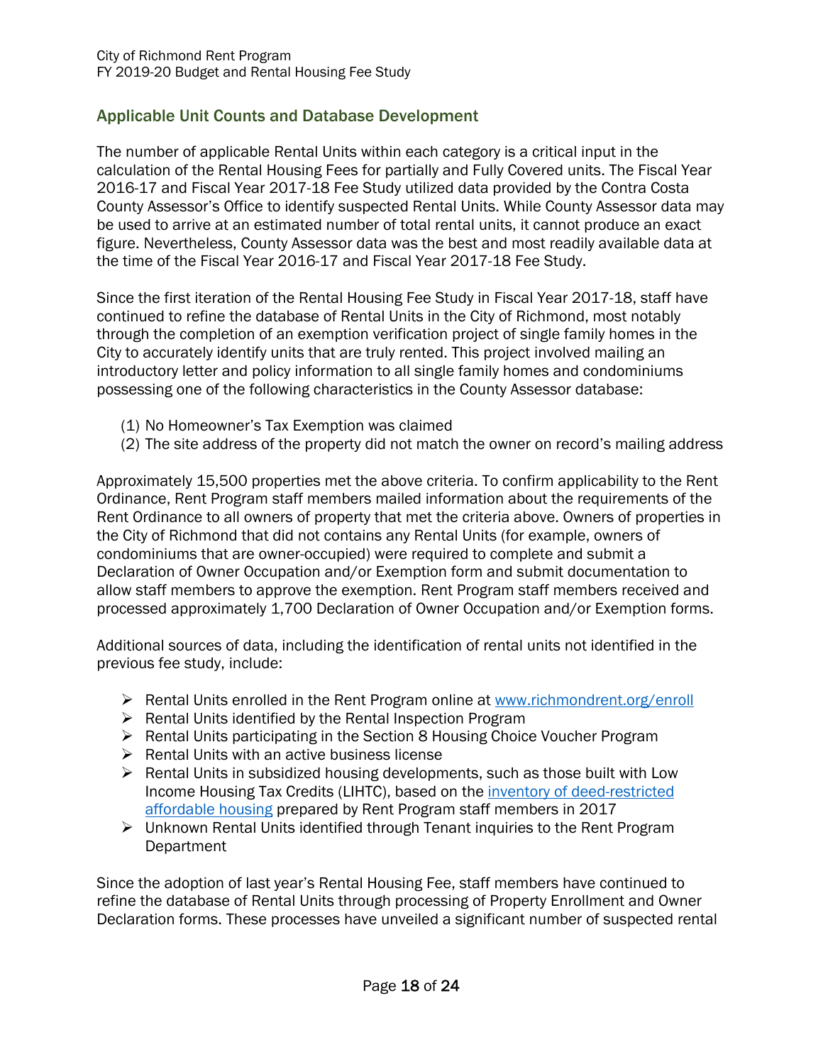## Applicable Unit Counts and Database Development

The number of applicable Rental Units within each category is a critical input in the calculation of the Rental Housing Fees for partially and Fully Covered units. The Fiscal Year 2016-17 and Fiscal Year 2017-18 Fee Study utilized data provided by the Contra Costa County Assessor's Office to identify suspected Rental Units. While County Assessor data may be used to arrive at an estimated number of total rental units, it cannot produce an exact figure. Nevertheless, County Assessor data was the best and most readily available data at the time of the Fiscal Year 2016-17 and Fiscal Year 2017-18 Fee Study.

Since the first iteration of the Rental Housing Fee Study in Fiscal Year 2017-18, staff have continued to refine the database of Rental Units in the City of Richmond, most notably through the completion of an exemption verification project of single family homes in the City to accurately identify units that are truly rented. This project involved mailing an introductory letter and policy information to all single family homes and condominiums possessing one of the following characteristics in the County Assessor database:

(1) No Homeowner's Tax Exemption was claimed
(2) The site address of the property did not match the owner on record's mailing address

Approximately 15,500 properties met the above criteria. To confirm applicability to the Rent Ordinance, Rent Program staff members mailed information about the requirements of the Rent Ordinance to all owners of property that met the criteria above. Owners of properties in the City of Richmond that did not contains any Rental Units (for example, owners of condominiums that are owner-occupied) were required to complete and submit a Declaration of Owner Occupation and/or Exemption form and submit documentation to allow staff members to approve the exemption. Rent Program staff members received and processed approximately 1,700 Declaration of Owner Occupation and/or Exemption forms.

Additional sources of data, including the identification of rental units not identified in the previous fee study, include:

- Rental Units enrolled in the Rent Program online at www.richmondrent.org/enroll
- Rental Units identified by the Rental Inspection Program
- Rental Units participating in the Section 8 Housing Choice Voucher Program
- Rental Units with an active business license
- Rental Units in subsidized housing developments, such as those built with Low Income Housing Tax Credits (LIHTC), based on the inventory of deed-restricted affordable housing prepared by Rent Program staff members in 2017
- Unknown Rental Units identified through Tenant inquiries to the Rent Program Department

Since the adoption of last year's Rental Housing Fee, staff members have continued to refine the database of Rental Units through processing of Property Enrollment and Owner Declaration forms. These processes have unveiled a significant number of suspected rental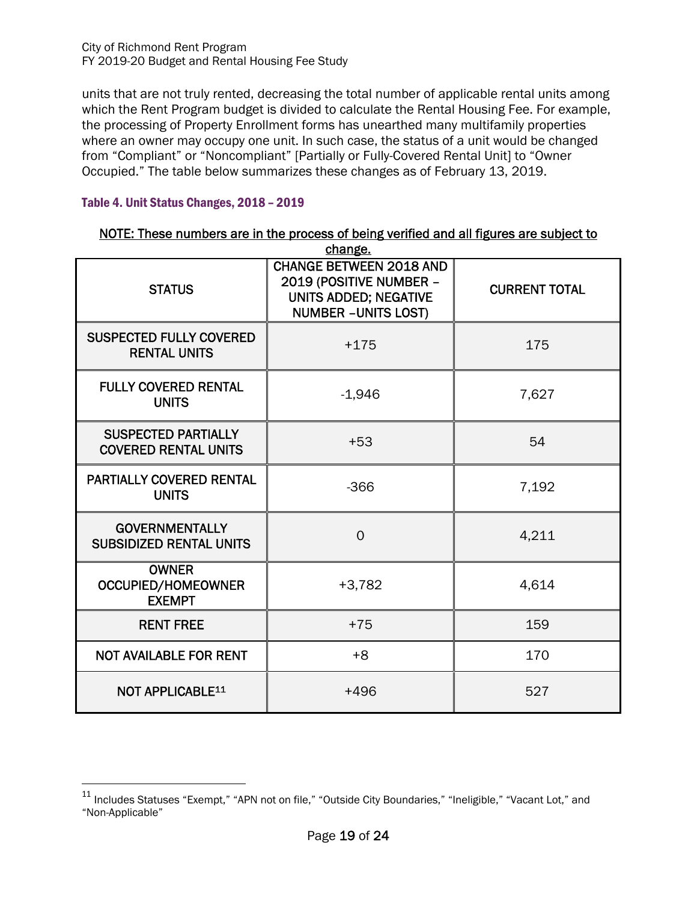units that are not truly rented, decreasing the total number of applicable rental units among which the Rent Program budget is divided to calculate the Rental Housing Fee. For example, the processing of Property Enrollment forms has unearthed many multifamily properties where an owner may occupy one unit. In such case, the status of a unit would be changed from "Compliant" or "Noncompliant" [Partially or Fully-Covered Rental Unit] to "Owner Occupied." The table below summarizes these changes as of February 13, 2019.

### Table 4. Unit Status Changes, 2018 – 2019

<u>NOTE: These numbers are in the process of being verified and all figures are subject to change.</u>

| STATUS | CHANGE BETWEEN 2018 AND 2019 (POSITIVE NUMBER – UNITS ADDED; NEGATIVE NUMBER –UNITS LOST) | CURRENT TOTAL |
|---|---|---|
| SUSPECTED FULLY COVERED RENTAL UNITS | +175 | 175 |
| FULLY COVERED RENTAL UNITS | -1,946 | 7,627 |
| SUSPECTED PARTIALLY COVERED RENTAL UNITS | +53 | 54 |
| PARTIALLY COVERED RENTAL UNITS | -366 | 7,192 |
| GOVERNMENTALLY SUBSIDIZED RENTAL UNITS | 0 | 4,211 |
| OWNER OCCUPIED/HOMEOWNER EXEMPT | +3,782 | 4,614 |
| RENT FREE | +75 | 159 |
| NOT AVAILABLE FOR RENT | +8 | 170 |
| NOT APPLICABLE[11] | +496 | 527 |

[11] Includes Statuses "Exempt," "APN not on file," "Outside City Boundaries," "Ineligible," "Vacant Lot," and "Non-Applicable"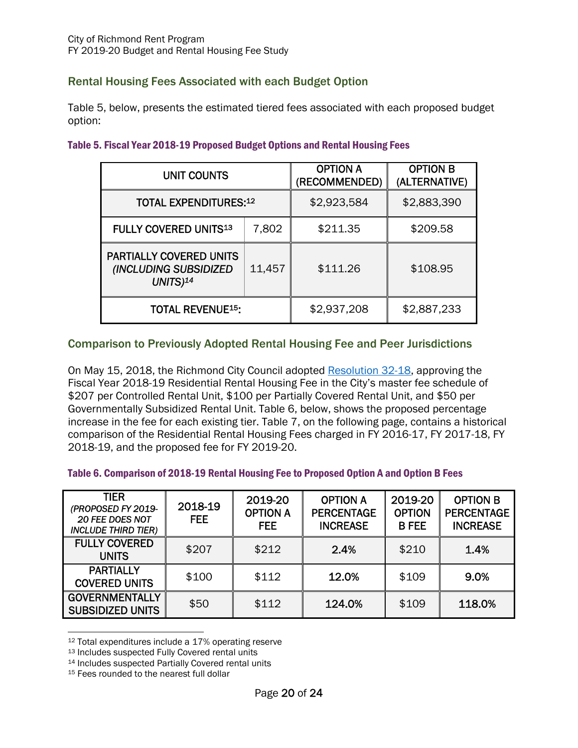## Rental Housing Fees Associated with each Budget Option

Table 5, below, presents the estimated tiered fees associated with each proposed budget option:

**Table 5. Fiscal Year 2018-19 Proposed Budget Options and Rental Housing Fees**

| UNIT COUNTS | | OPTION A (RECOMMENDED) | OPTION B (ALTERNATIVE) |
|---|---|---|---|
| TOTAL EXPENDITURES:[12] | | $2,923,584 | $2,883,390 |
| FULLY COVERED UNITS[13] | 7,802 | $211.35 | $209.58 |
| PARTIALLY COVERED UNITS *(INCLUDING SUBSIDIZED UNITS)*[14] | 11,457 | $111.26 | $108.95 |
| TOTAL REVENUE[15]: | | $2,937,208 | $2,887,233 |

## Comparison to Previously Adopted Rental Housing Fee and Peer Jurisdictions

On May 15, 2018, the Richmond City Council adopted Resolution 32-18, approving the Fiscal Year 2018-19 Residential Rental Housing Fee in the City's master fee schedule of $207 per Controlled Rental Unit, $100 per Partially Covered Rental Unit, and $50 per Governmentally Subsidized Rental Unit. Table 6, below, shows the proposed percentage increase in the fee for each existing tier. Table 7, on the following page, contains a historical comparison of the Residential Rental Housing Fees charged in FY 2016-17, FY 2017-18, FY 2018-19, and the proposed fee for FY 2019-20.

**Table 6. Comparison of 2018-19 Rental Housing Fee to Proposed Option A and Option B Fees**

| TIER *(PROPOSED FY 2019-20 FEE DOES NOT INCLUDE THIRD TIER)* | 2018-19 FEE | 2019-20 OPTION A FEE | OPTION A PERCENTAGE INCREASE | 2019-20 OPTION B FEE | OPTION B PERCENTAGE INCREASE |
|---|---|---|---|---|---|
| FULLY COVERED UNITS | $207 | $212 | **2.4%** | $210 | **1.4%** |
| PARTIALLY COVERED UNITS | $100 | $112 | **12.0%** | $109 | **9.0%** |
| GOVERNMENTALLY SUBSIDIZED UNITS | $50 | $112 | **124.0%** | $109 | **118.0%** |

[12] Total expenditures include a 17% operating reserve
[13] Includes suspected Fully Covered rental units
[14] Includes suspected Partially Covered rental units
[15] Fees rounded to the nearest full dollar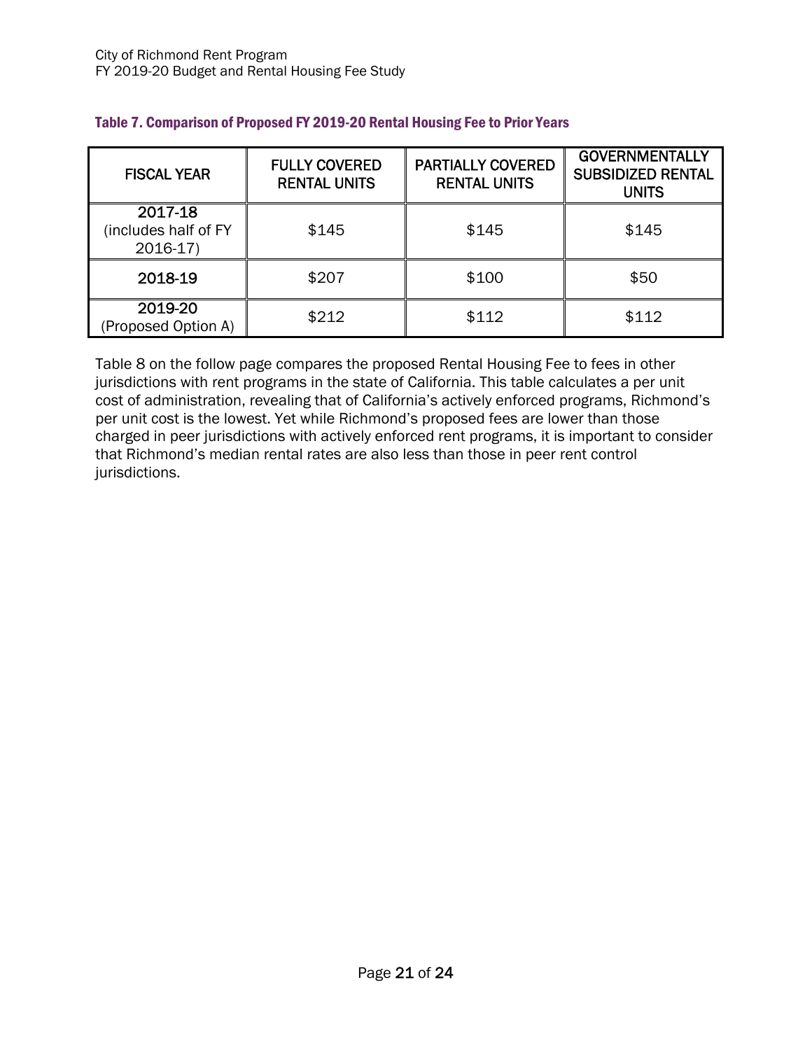**Table 7. Comparison of Proposed FY 2019-20 Rental Housing Fee to Prior Years**

| FISCAL YEAR | FULLY COVERED RENTAL UNITS | PARTIALLY COVERED RENTAL UNITS | GOVERNMENTALLY SUBSIDIZED RENTAL UNITS |
|---|---|---|---|
| 2017-18 (includes half of FY 2016-17) | $145 | $145 | $145 |
| 2018-19 | $207 | $100 | $50 |
| 2019-20 (Proposed Option A) | $212 | $112 | $112 |

Table 8 on the follow page compares the proposed Rental Housing Fee to fees in other jurisdictions with rent programs in the state of California. This table calculates a per unit cost of administration, revealing that of California's actively enforced programs, Richmond's per unit cost is the lowest. Yet while Richmond's proposed fees are lower than those charged in peer jurisdictions with actively enforced rent programs, it is important to consider that Richmond's median rental rates are also less than those in peer rent control jurisdictions.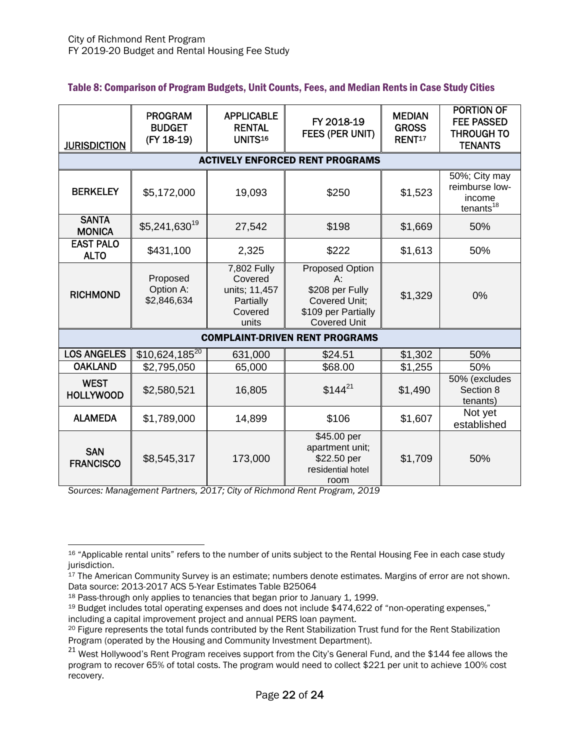#### Table 8: Comparison of Program Budgets, Unit Counts, Fees, and Median Rents in Case Study Cities

| JURISDICTION | PROGRAM BUDGET (FY 18-19) | APPLICABLE RENTAL UNITS[16] | FY 2018-19 FEES (PER UNIT) | MEDIAN GROSS RENT[17] | PORTION OF FEE PASSED THROUGH TO TENANTS |
|---|---|---|---|---|---|
| **ACTIVELY ENFORCED RENT PROGRAMS** | | | | | |
| **BERKELEY** | $5,172,000 | 19,093 | $250 | $1,523 | 50%; City may reimburse low-income tenants[18] |
| **SANTA MONICA** | $5,241,630[19] | 27,542 | $198 | $1,669 | 50% |
| **EAST PALO ALTO** | $431,100 | 2,325 | $222 | $1,613 | 50% |
| **RICHMOND** | Proposed Option A: $2,846,634 | 7,802 Fully Covered units; 11,457 Partially Covered units | Proposed Option A: $208 per Fully Covered Unit; $109 per Partially Covered Unit | $1,329 | 0% |
| **COMPLAINT-DRIVEN RENT PROGRAMS** | | | | | |
| **LOS ANGELES** | $10,624,185[20] | 631,000 | $24.51 | $1,302 | 50% |
| **OAKLAND** | $2,795,050 | 65,000 | $68.00 | $1,255 | 50% |
| **WEST HOLLYWOOD** | $2,580,521 | 16,805 | $144[21] | $1,490 | 50% (excludes Section 8 tenants) |
| **ALAMEDA** | $1,789,000 | 14,899 | $106 | $1,607 | Not yet established |
| **SAN FRANCISCO** | $8,545,317 | 173,000 | $45.00 per apartment unit; $22.50 per residential hotel room | $1,709 | 50% |

*Sources: Management Partners, 2017; City of Richmond Rent Program, 2019*

---

[16] "Applicable rental units" refers to the number of units subject to the Rental Housing Fee in each case study jurisdiction.

[17] The American Community Survey is an estimate; numbers denote estimates. Margins of error are not shown. Data source: 2013-2017 ACS 5-Year Estimates Table B25064

[18] Pass-through only applies to tenancies that began prior to January 1, 1999.

[19] Budget includes total operating expenses and does not include $474,622 of "non-operating expenses," including a capital improvement project and annual PERS loan payment.

[20] Figure represents the total funds contributed by the Rent Stabilization Trust fund for the Rent Stabilization Program (operated by the Housing and Community Investment Department).

[21] West Hollywood's Rent Program receives support from the City's General Fund, and the $144 fee allows the program to recover 65% of total costs. The program would need to collect $221 per unit to achieve 100% cost recovery.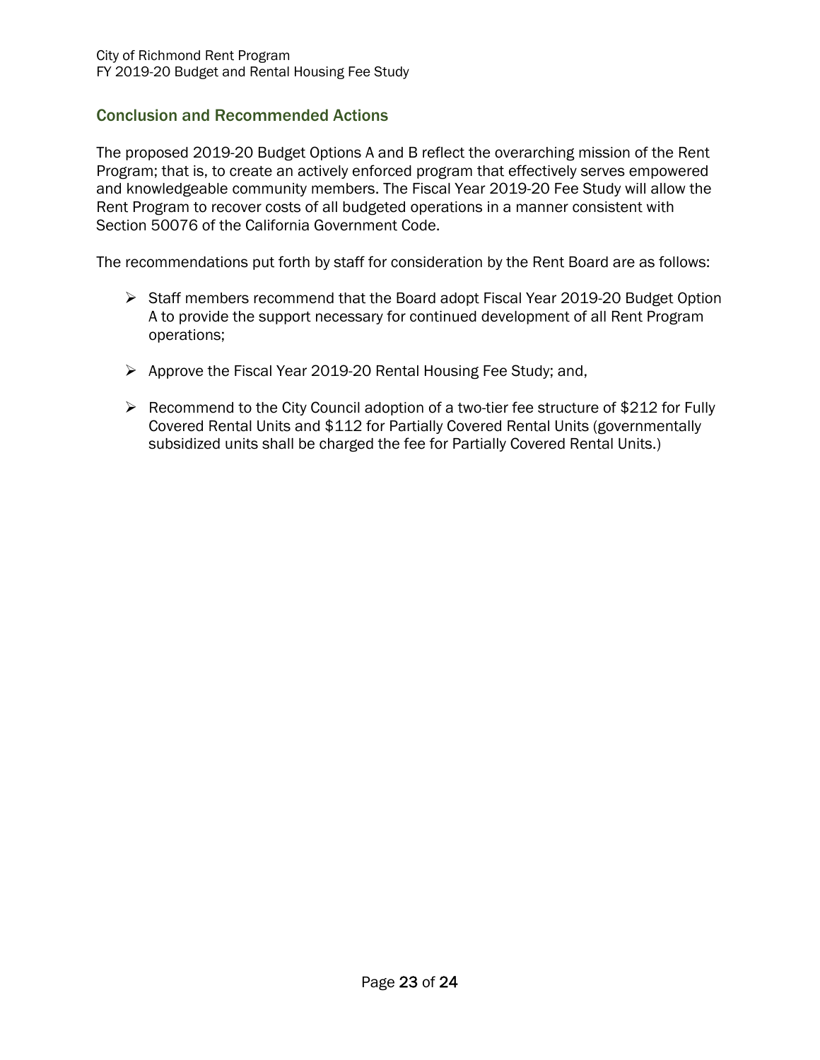## Conclusion and Recommended Actions

The proposed 2019-20 Budget Options A and B reflect the overarching mission of the Rent Program; that is, to create an actively enforced program that effectively serves empowered and knowledgeable community members. The Fiscal Year 2019-20 Fee Study will allow the Rent Program to recover costs of all budgeted operations in a manner consistent with Section 50076 of the California Government Code.

The recommendations put forth by staff for consideration by the Rent Board are as follows:

- Staff members recommend that the Board adopt Fiscal Year 2019-20 Budget Option A to provide the support necessary for continued development of all Rent Program operations;
- Approve the Fiscal Year 2019-20 Rental Housing Fee Study; and,
- Recommend to the City Council adoption of a two-tier fee structure of $212 for Fully Covered Rental Units and $112 for Partially Covered Rental Units (governmentally subsidized units shall be charged the fee for Partially Covered Rental Units.)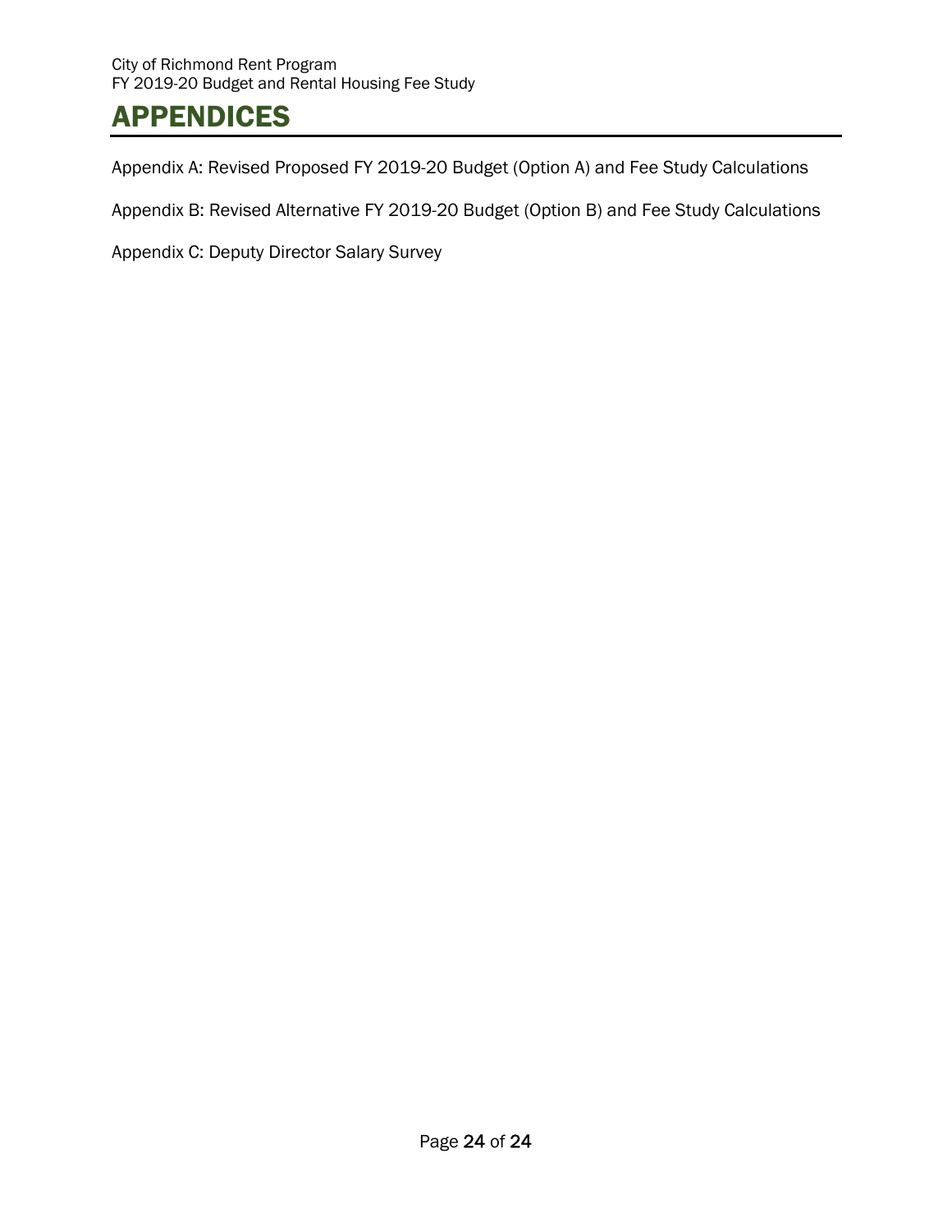# APPENDICES

Appendix A: Revised Proposed FY 2019-20 Budget (Option A) and Fee Study Calculations

Appendix B: Revised Alternative FY 2019-20 Budget (Option B) and Fee Study Calculations

Appendix C: Deputy Director Salary Survey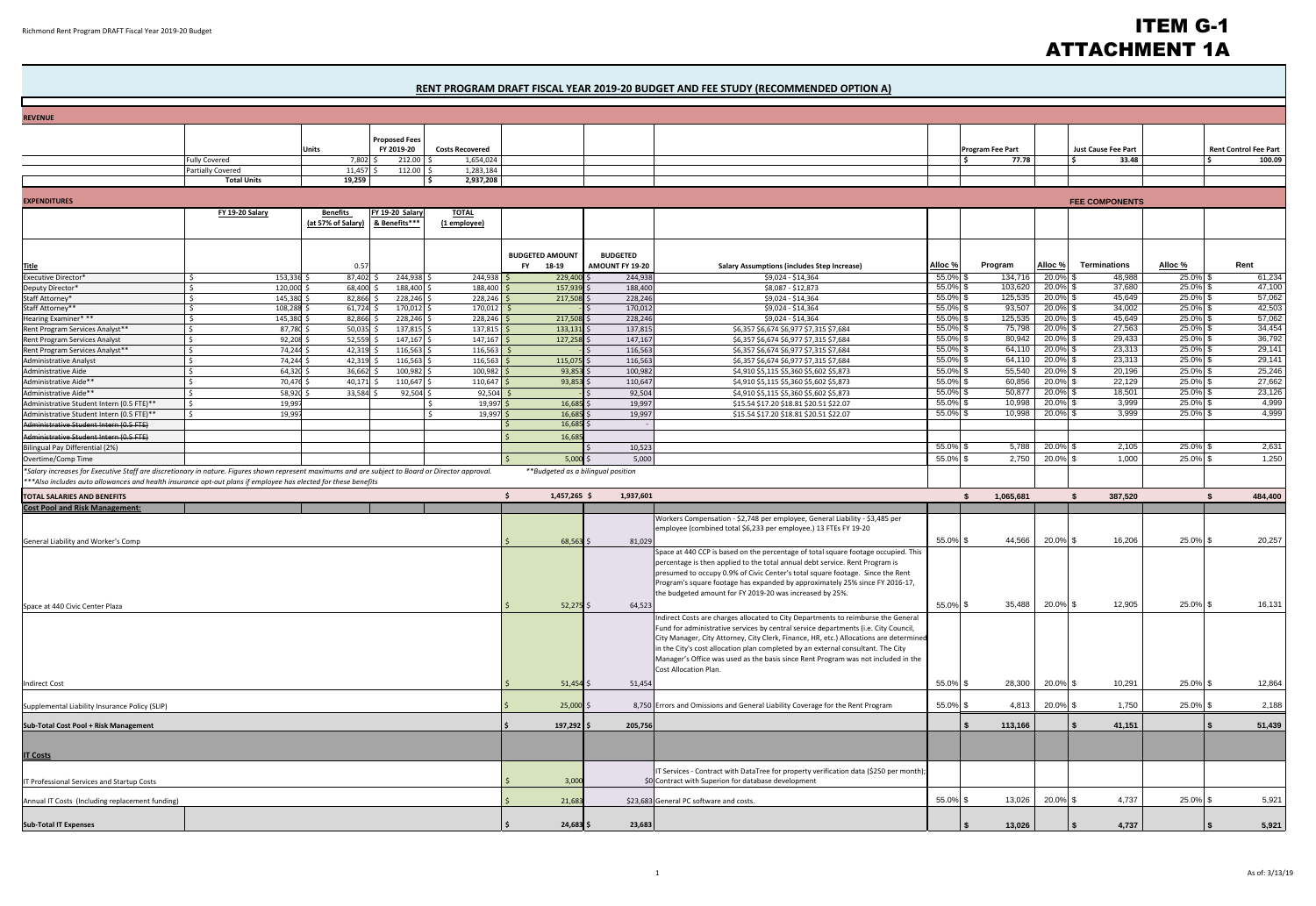# ITEM G-1
# ATTACHMENT 1A

## RENT PROGRAM DRAFT FISCAL YEAR 2019-20 BUDGET AND FEE STUDY (RECOMMENDED OPTION A)

**REVENUE**

| | Units | Proposed Fees FY 2019-20 | Costs Recovered | Program Fee Part | Just Cause Fee Part | Rent Control Fee Part |
|---|---|---|---|---|---|---|
| Fully Covered | 7,802 | $ 212.00 | $ 1,654,024 | $ 77.78 | $ 33.48 | $ 100.09 |
| Partially Covered | 11,457 | $ 112.00 | $ 1,283,184 | | | |
| **Total Units** | 19,259 | | $ 2,937,208 | | | |

**EXPENDITURES**

| Title | FY 19-20 Salary | Benefits (at 57% of Salary) | FY 19-20 Salary & Benefits*** | TOTAL (1 employee) | BUDGETED AMOUNT FY 18-19 | BUDGETED AMOUNT FY 19-20 | Salary Assumptions (includes Step Increase) | Alloc % | Program | Alloc % | Terminations | Alloc % | Rent |
|---|---|---|---|---|---|---|---|---|---|---|---|---|---|
| | | 0.57 | | | | | | | | | | | |
| Executive Director* | $ 153,336 | $ 87,402 | $ 244,938 | $ 244,938 | $ 229,400 | $ 244,938 | $9,024 - $14,364 | 55.0% | $ 134,716 | 20.0% | $ 48,988 | 25.0% | $ 61,234 |
| Deputy Director* | $ 120,000 | $ 68,400 | $ 188,400 | $ 188,400 | $ 157,939 | $ 188,400 | $8,087 - $12,873 | 55.0% | $ 103,620 | 20.0% | $ 37,680 | 25.0% | $ 47,100 |
| Staff Attorney* | $ 145,380 | $ 82,866 | $ 228,246 | $ 228,246 | $ 217,508 | $ 228,246 | $9,024 - $14,364 | 55.0% | $ 125,535 | 20.0% | $ 45,649 | 25.0% | $ 57,062 |
| Staff Attorney** | $ 108,288 | $ 61,724 | $ 170,012 | $ 170,012 | $ - | $ 170,012 | $9,024 - $14,364 | 55.0% | $ 93,507 | 20.0% | $ 34,002 | 25.0% | $ 42,503 |
| Hearing Examiner* ** | $ 145,380 | $ 82,866 | $ 228,246 | $ 228,246 | $ 217,508 | $ 228,246 | $9,024 - $14,364 | 55.0% | $ 125,535 | 20.0% | $ 45,649 | 25.0% | $ 57,062 |
| Rent Program Services Analyst** | $ 87,780 | $ 50,035 | $ 137,815 | $ 137,815 | $ 133,131 | $ 137,815 | $6,357 $6,674 $6,977 $7,315 $7,684 | 55.0% | $ 75,798 | 20.0% | $ 27,563 | 25.0% | $ 34,454 |
| Rent Program Services Analyst | $ 92,208 | $ 52,559 | $ 147,167 | $ 147,167 | $ 127,258 | $ 147,167 | $6,357 $6,674 $6,977 $7,315 $7,684 | 55.0% | $ 80,942 | 20.0% | $ 29,433 | 25.0% | $ 36,792 |
| Rent Program Services Analyst** | $ 74,244 | $ 42,319 | $ 116,563 | $ 116,563 | $ - | $ 116,563 | $6,357 $6,674 $6,977 $7,315 $7,684 | 55.0% | $ 64,110 | 20.0% | $ 23,313 | 25.0% | $ 29,141 |
| Administrative Analyst | $ 74,244 | $ 42,319 | $ 116,563 | $ 116,563 | $ 115,075 | $ 116,563 | $6,357 $6,674 $6,977 $7,315 $7,684 | 55.0% | $ 64,110 | 20.0% | $ 23,313 | 25.0% | $ 29,141 |
| Administrative Aide | $ 64,320 | $ 36,662 | $ 100,982 | $ 100,982 | $ 93,853 | $ 100,982 | $4,910 $5,115 $5,360 $5,602 $5,873 | 55.0% | $ 55,540 | 20.0% | $ 20,196 | 25.0% | $ 25,246 |
| Administrative Aide** | $ 70,476 | $ 40,171 | $ 110,647 | $ 110,647 | $ 93,853 | $ 110,647 | $4,910 $5,115 $5,360 $5,602 $5,873 | 55.0% | $ 60,856 | 20.0% | $ 22,129 | 25.0% | $ 27,662 |
| Administrative Aide** | $ 58,920 | $ 33,584 | $ 92,504 | $ 92,504 | $ - | $ 92,504 | $4,910 $5,115 $5,360 $5,602 $5,873 | 55.0% | $ 50,877 | 20.0% | $ 18,501 | 25.0% | $ 23,126 |
| Administrative Student Intern (0.5 FTE)** | $ 19,997 | | | $ 19,997 | $ 16,685 | $ 19,997 | $15.54 $17.20 $18.81 $20.51 $22.07 | 55.0% | $ 10,998 | 20.0% | $ 3,999 | 25.0% | $ 4,999 |
| Administrative Student Intern (0.5 FTE)** | $ 19,997 | | | $ 19,997 | $ 16,685 | $ 19,997 | $15.54 $17.20 $18.81 $20.51 $22.07 | 55.0% | $ 10,998 | 20.0% | $ 3,999 | 25.0% | $ 4,999 |
| ~~Administrative Student Intern (0.5 FTE)~~ | | | | | $ 16,685 | $ - | | | | | | | |
| ~~Administrative Student Intern (0.5 FTE)~~ | | | | | $ 16,685 | | | | | | | | |
| Bilingual Pay Differential (2%) | | | | | | $ 10,523 | | 55.0% | $ 5,788 | 20.0% | $ 2,105 | 25.0% | $ 2,631 |
| Overtime/Comp Time | | | | | $ 5,000 | $ 5,000 | | 55.0% | $ 2,750 | 20.0% | $ 1,000 | 25.0% | $ 1,250 |

*Salary increases for Executive Staff are discretionary in nature. Figures shown represent maximums and are subject to Board or Director approval.
**Budgeted as a bilingual position
***Also includes auto allowances and health insurance opt-out plans if employee has elected for these benefits

| Item | BUDGETED AMOUNT FY 18-19 | BUDGETED AMOUNT FY 19-20 | Notes | Alloc % | Program | Alloc % | Terminations | Alloc % | Rent |
|---|---|---|---|---|---|---|---|---|---|
| **TOTAL SALARIES AND BENEFITS** | $ 1,457,265 | $ 1,937,601 | | | $ 1,065,681 | | $ 387,520 | | $ 484,400 |
| **Cost Pool and Risk Management:** | | | | | | | | | |
| General Liability and Worker's Comp | $ 68,563 | $ 81,029 | Workers Compensation - $2,748 per employee, General Liability - $3,485 per employee (combined total $6,233 per employee.) 13 FTEs FY 19-20 | 55.0% | $ 44,566 | 20.0% | $ 16,206 | 25.0% | $ 20,257 |
| Space at 440 Civic Center Plaza | $ 52,275 | $ 64,523 | Space at 440 CCP is based on the percentage of total square footage occupied. This percentage is then applied to the total annual debt service. Rent Program is presumed to occupy 0.9% of Civic Center's total square footage. Since the Rent Program's square footage has expanded by approximately 25% since FY 2016-17, the budgeted amount for FY 2019-20 was increased by 25%. | 55.0% | $ 35,488 | 20.0% | $ 12,905 | 25.0% | $ 16,131 |
| Indirect Cost | $ 51,454 | $ 51,454 | Indirect Costs are charges allocated to City Departments to reimburse the General Fund for administrative services by central service departments (i.e. City Council, City Manager, City Attorney, City Clerk, Finance, HR, etc.) Allocations are determined in the City's cost allocation plan completed by an external consultant. The City Manager's Office was used as the basis since Rent Program was not included in the Cost Allocation Plan. | 55.0% | $ 28,300 | 20.0% | $ 10,291 | 25.0% | $ 12,864 |
| Supplemental Liability Insurance Policy (SLIP) | $ 25,000 | $ 8,750 | Errors and Omissions and General Liability Coverage for the Rent Program | 55.0% | $ 4,813 | 20.0% | $ 1,750 | 25.0% | $ 2,188 |
| **Sub-Total Cost Pool + Risk Management** | $ 197,292 | $ 205,756 | | | $ 113,166 | | $ 41,151 | | $ 51,439 |
| **IT Costs** | | | | | | | | | |
| IT Professional Services and Startup Costs | $ 3,000 | $0 | IT Services - Contract with DataTree for property verification data ($250 per month); Contract with Superion for database development | | | | | | |
| Annual IT Costs (Including replacement funding) | $ 21,683 | $23,683 | General PC software and costs. | 55.0% | $ 13,026 | 20.0% | $ 4,737 | 25.0% | $ 5,921 |
| **Sub-Total IT Expenses** | $ 24,683 | $ 23,683 | | | $ 13,026 | | $ 4,737 | | $ 5,921 |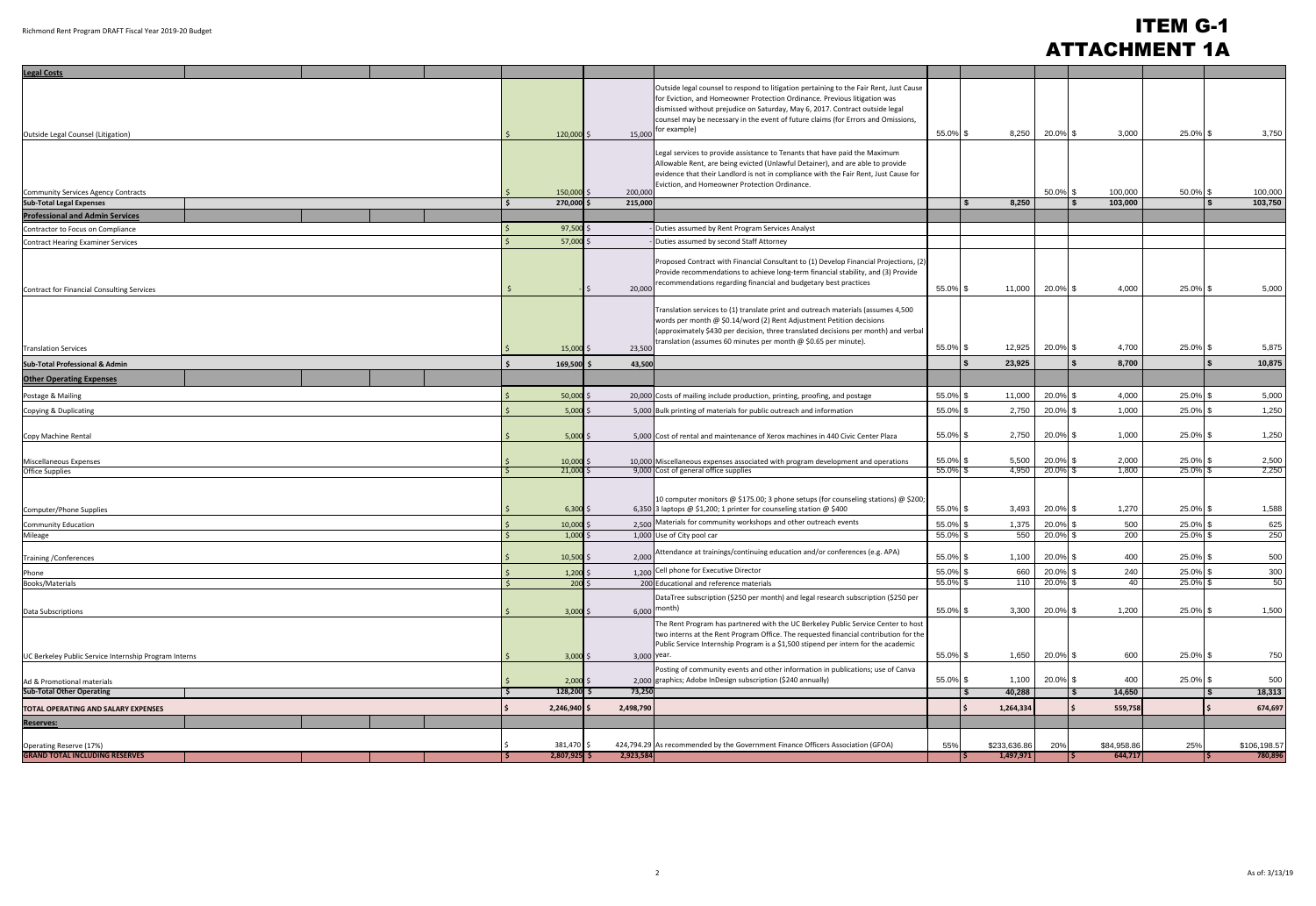# ITEM G-1
# ATTACHMENT 1A

Richmond Rent Program DRAFT Fiscal Year 2019-20 Budget

| Item | FY 2018-19 | FY 2019-20 | Description | % | $ | % | $ | % | $ |
|---|---|---|---|---|---|---|---|---|---|
| **Legal Costs** | | | | | | | | | |
| Outside Legal Counsel (Litigation) | $ 120,000 | $ 15,000 | Outside legal counsel to respond to litigation pertaining to the Fair Rent, Just Cause for Eviction, and Homeowner Protection Ordinance. Previous litigation was dismissed without prejudice on Saturday, May 6, 2017. Contract outside legal counsel may be necessary in the event of future claims (for Errors and Omissions, for example) | 55.0% | $ 8,250 | 20.0% | $ 3,000 | 25.0% | $ 3,750 |
| Community Services Agency Contracts | $ 150,000 | $ 200,000 | Legal services to provide assistance to Tenants that have paid the Maximum Allowable Rent, are being evicted (Unlawful Detainer), and are able to provide evidence that their Landlord is not in compliance with the Fair Rent, Just Cause for Eviction, and Homeowner Protection Ordinance. | | | 50.0% | $ 100,000 | 50.0% | $ 100,000 |
| **Sub-Total Legal Expenses** | **$ 270,000** | **$ 215,000** | | | **$ 8,250** | | **$ 103,000** | | **$ 103,750** |
| **Professional and Admin Services** | | | | | | | | | |
| Contractor to Focus on Compliance | $ 97,500 | $ - | Duties assumed by Rent Program Services Analyst | | | | | | |
| Contract Hearing Examiner Services | $ 57,000 | $ - | Duties assumed by second Staff Attorney | | | | | | |
| Contract for Financial Consulting Services | $ - | $ 20,000 | Proposed Contract with Financial Consultant to (1) Develop Financial Projections, (2) Provide recommendations to achieve long-term financial stability, and (3) Provide recommendations regarding financial and budgetary best practices | 55.0% | $ 11,000 | 20.0% | $ 4,000 | 25.0% | $ 5,000 |
| Translation Services | $ 15,000 | $ 23,500 | Translation services to (1) translate print and outreach materials (assumes 4,500 words per month @ $0.14/word (2) Rent Adjustment Petition decisions (approximately $430 per decision, three translated decisions per month) and verbal translation (assumes 60 minutes per month @ $0.65 per minute). | 55.0% | $ 12,925 | 20.0% | $ 4,700 | 25.0% | $ 5,875 |
| **Sub-Total Professional & Admin** | **$ 169,500** | **$ 43,500** | | | **$ 23,925** | | **$ 8,700** | | **$ 10,875** |
| **Other Operating Expenses** | | | | | | | | | |
| Postage & Mailing | $ 50,000 | $ 20,000 | Costs of mailing include production, printing, proofing, and postage | 55.0% | $ 11,000 | 20.0% | $ 4,000 | 25.0% | $ 5,000 |
| Copying & Duplicating | $ 5,000 | $ 5,000 | Bulk printing of materials for public outreach and information | 55.0% | $ 2,750 | 20.0% | $ 1,000 | 25.0% | $ 1,250 |
| Copy Machine Rental | $ 5,000 | $ 5,000 | Cost of rental and maintenance of Xerox machines in 440 Civic Center Plaza | 55.0% | $ 2,750 | 20.0% | $ 1,000 | 25.0% | $ 1,250 |
| Miscellaneous Expenses | $ 10,000 | $ 10,000 | Miscellaneous expenses associated with program development and operations | 55.0% | $ 5,500 | 20.0% | $ 2,000 | 25.0% | $ 2,500 |
| Office Supplies | $ 21,000 | $ 9,000 | Cost of general office supplies | 55.0% | $ 4,950 | 20.0% | $ 1,800 | 25.0% | $ 2,250 |
| Computer/Phone Supplies | $ 6,300 | $ 6,350 | 10 computer monitors @ $175.00; 3 phone setups (for counseling stations) @ $200; 3 laptops @ $1,200; 1 printer for counseling station @ $400 | 55.0% | $ 3,493 | 20.0% | $ 1,270 | 25.0% | $ 1,588 |
| Community Education | $ 10,000 | $ 2,500 | Materials for community workshops and other outreach events | 55.0% | $ 1,375 | 20.0% | $ 500 | 25.0% | $ 625 |
| Mileage | $ 1,000 | $ 1,000 | Use of City pool car | 55.0% | $ 550 | 20.0% | $ 200 | 25.0% | $ 250 |
| Training /Conferences | $ 10,500 | $ 2,000 | Attendance at trainings/continuing education and/or conferences (e.g. APA) | 55.0% | $ 1,100 | 20.0% | $ 400 | 25.0% | $ 500 |
| Phone | $ 1,200 | $ 1,200 | Cell phone for Executive Director | 55.0% | $ 660 | 20.0% | $ 240 | 25.0% | $ 300 |
| Books/Materials | $ 200 | $ 200 | Educational and reference materials | 55.0% | $ 110 | 20.0% | $ 40 | 25.0% | $ 50 |
| Data Subscriptions | $ 3,000 | $ 6,000 | DataTree subscription ($250 per month) and legal research subscription ($250 per month) | 55.0% | $ 3,300 | 20.0% | $ 1,200 | 25.0% | $ 1,500 |
| UC Berkeley Public Service Internship Program Interns | $ 3,000 | $ 3,000 | The Rent Program has partnered with the UC Berkeley Public Service Center to host two interns at the Rent Program Office. The requested financial contribution for the Public Service Internship Program is a $1,500 stipend per intern for the academic year. | 55.0% | $ 1,650 | 20.0% | $ 600 | 25.0% | $ 750 |
| Ad & Promotional materials | $ 2,000 | $ 2,000 | Posting of community events and other information in publications; use of Canva graphics; Adobe InDesign subscription ($240 annually) | 55.0% | $ 1,100 | 20.0% | $ 400 | 25.0% | $ 500 |
| **Sub-Total Other Operating** | **$ 128,200** | **$ 73,250** | | | **$ 40,288** | | **$ 14,650** | | **$ 18,313** |
| **TOTAL OPERATING AND SALARY EXPENSES** | **$ 2,246,940** | **$ 2,498,790** | | | **$ 1,264,334** | | **$ 559,758** | | **$ 674,697** |
| **Reserves:** | | | | | | | | | |
| Operating Reserve (17%) | $ 381,470 | $ 424,794.29 | As recommended by the Government Finance Officers Association (GFOA) | 55% | $233,636.86 | 20% | $84,958.86 | 25% | $106,198.57 |
| **GRAND TOTAL INCLUDING RESERVES** | **$ 2,807,925** | **$ 2,923,584** | | | **$ 1,497,971** | | **$ 644,717** | | **$ 780,896** |

As of: 3/13/19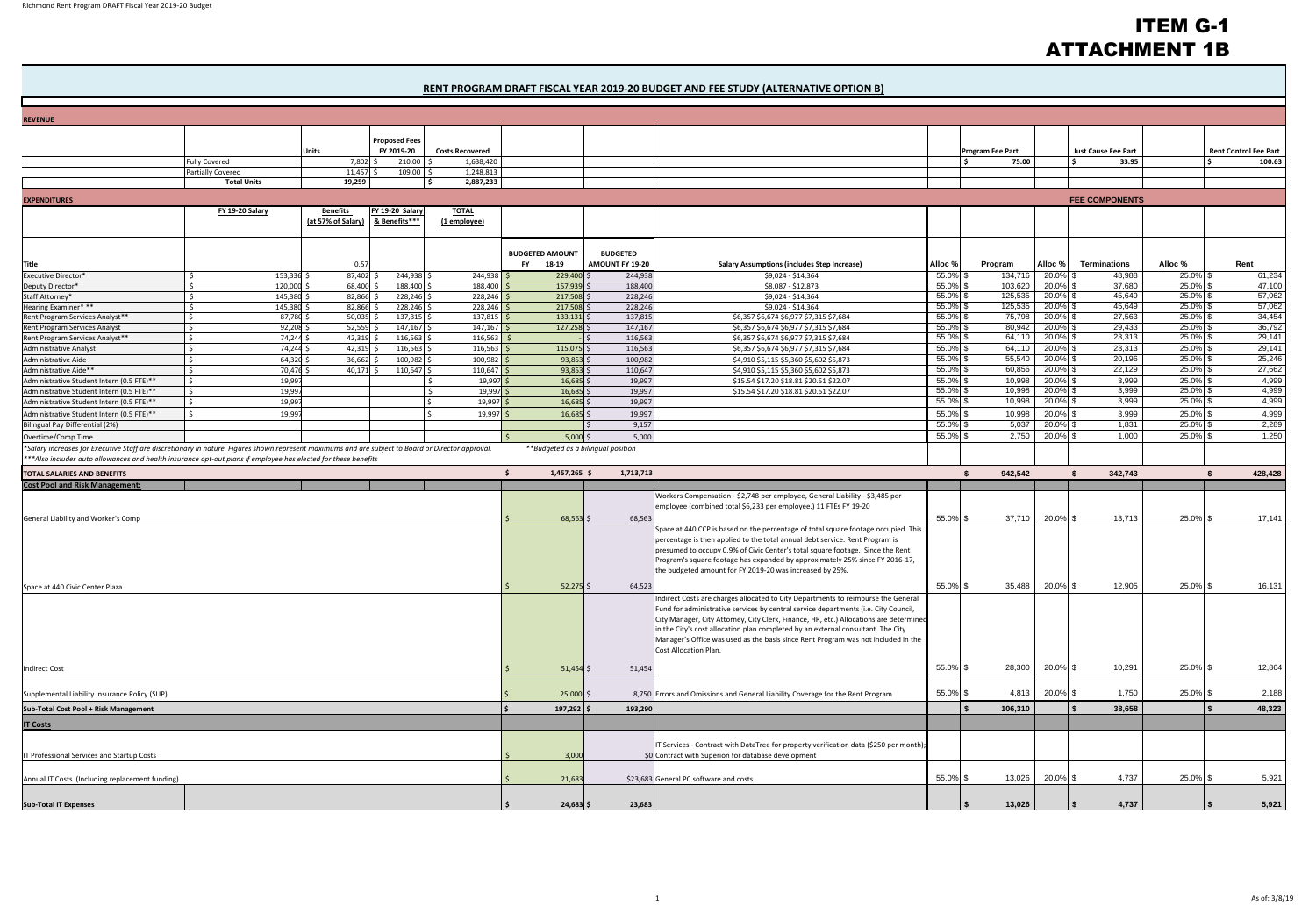# ITEM G-1
# ATTACHMENT 1B

## RENT PROGRAM DRAFT FISCAL YEAR 2019-20 BUDGET AND FEE STUDY (ALTERNATIVE OPTION B)

**REVENUE**

| | Units | Proposed Fees FY 2019-20 | Costs Recovered | Program Fee Part | Just Cause Fee Part | Rent Control Fee Part |
|---|---|---|---|---|---|---|
| Fully Covered | 7,802 | $ 210.00 | $ 1,638,420 | $ 75.00 | $ 33.95 | $ 100.63 |
| Partially Covered | 11,457 | $ 109.00 | $ 1,248,813 | | | |
| **Total Units** | **19,259** | | **$ 2,887,233** | | | |

**EXPENDITURES** — **FEE COMPONENTS**

| Title | FY 19-20 Salary | Benefits (at 57% of Salary) 0.57 | FY 19-20 Salary & Benefits*** | TOTAL (1 employee) | BUDGETED AMOUNT FY 18-19 | BUDGETED AMOUNT FY 19-20 | Salary Assumptions (includes Step Increase) | Alloc % | Program | Alloc % | Terminations | Alloc % | Rent |
|---|---|---|---|---|---|---|---|---|---|---|---|---|---|
| Executive Director* | $ 153,336 | $ 87,402 | $ 244,938 | $ 244,938 | $ 229,400 | $ 244,938 | $9,024 - $14,364 | 55.0% | $ 134,716 | 20.0% | $ 48,988 | 25.0% | $ 61,234 |
| Deputy Director* | $ 120,000 | $ 68,400 | $ 188,400 | $ 188,400 | $ 157,939 | $ 188,400 | $8,087 - $12,873 | 55.0% | $ 103,620 | 20.0% | $ 37,680 | 25.0% | $ 47,100 |
| Staff Attorney* | $ 145,380 | $ 82,866 | $ 228,246 | $ 228,246 | $ 217,508 | $ 228,246 | $9,024 - $14,364 | 55.0% | $ 125,535 | 20.0% | $ 45,649 | 25.0% | $ 57,062 |
| Hearing Examiner* ** | $ 145,380 | $ 82,866 | $ 228,246 | $ 228,246 | $ 217,508 | $ 228,246 | $9,024 - $14,364 | 55.0% | $ 125,535 | 20.0% | $ 45,649 | 25.0% | $ 57,062 |
| Rent Program Services Analyst** | $ 87,780 | $ 50,035 | $ 137,815 | $ 137,815 | $ 133,131 | $ 137,815 | $6,357 $6,674 $6,977 $7,315 $7,684 | 55.0% | $ 75,798 | 20.0% | $ 27,563 | 25.0% | $ 34,454 |
| Rent Program Services Analyst | $ 92,208 | $ 52,559 | $ 147,167 | $ 147,167 | $ 127,258 | $ 147,167 | $6,357 $6,674 $6,977 $7,315 $7,684 | 55.0% | $ 80,942 | 20.0% | $ 29,433 | 25.0% | $ 36,792 |
| Rent Program Services Analyst** | $ 74,244 | $ 42,319 | $ 116,563 | $ 116,563 | $ - | $ 116,563 | $6,357 $6,674 $6,977 $7,315 $7,684 | 55.0% | $ 64,110 | 20.0% | $ 23,313 | 25.0% | $ 29,141 |
| Administrative Analyst | $ 74,244 | $ 42,319 | $ 116,563 | $ 116,563 | $ 115,075 | $ 116,563 | $6,357 $6,674 $6,977 $7,315 $7,684 | 55.0% | $ 64,110 | 20.0% | $ 23,313 | 25.0% | $ 29,141 |
| Administrative Aide | $ 64,320 | $ 36,662 | $ 100,982 | $ 100,982 | $ 93,853 | $ 100,982 | $4,910 $5,115 $5,360 $5,602 $5,873 | 55.0% | $ 55,540 | 20.0% | $ 20,196 | 25.0% | $ 25,246 |
| Administrative Aide** | $ 70,476 | $ 40,171 | $ 110,647 | $ 110,647 | $ 93,853 | $ 110,647 | $4,910 $5,115 $5,360 $5,602 $5,873 | 55.0% | $ 60,856 | 20.0% | $ 22,129 | 25.0% | $ 27,662 |
| Administrative Student Intern (0.5 FTE)** | $ 19,997 | | | $ 19,997 | $ 16,685 | $ 19,997 | $15.54 $17.20 $18.81 $20.51 $22.07 | 55.0% | $ 10,998 | 20.0% | $ 3,999 | 25.0% | $ 4,999 |
| Administrative Student Intern (0.5 FTE)** | $ 19,997 | | | $ 19,997 | $ 16,685 | $ 19,997 | $15.54 $17.20 $18.81 $20.51 $22.07 | 55.0% | $ 10,998 | 20.0% | $ 3,999 | 25.0% | $ 4,999 |
| Administrative Student Intern (0.5 FTE)** | $ 19,997 | | | $ 19,997 | $ 16,685 | $ 19,997 | | 55.0% | $ 10,998 | 20.0% | $ 3,999 | 25.0% | $ 4,999 |
| Administrative Student Intern (0.5 FTE)** | $ 19,997 | | | $ 19,997 | $ 16,685 | $ 19,997 | | 55.0% | $ 10,998 | 20.0% | $ 3,999 | 25.0% | $ 4,999 |
| Bilingual Pay Differential (2%) | | | | | | $ 9,157 | | 55.0% | $ 5,037 | 20.0% | $ 1,831 | 25.0% | $ 2,289 |
| Overtime/Comp Time | | | | | $ 5,000 | $ 5,000 | | 55.0% | $ 2,750 | 20.0% | $ 1,000 | 25.0% | $ 1,250 |
| **TOTAL SALARIES AND BENEFITS** | | | | | **$ 1,457,265** | **$ 1,713,713** | | | **$ 942,542** | | **$ 342,743** | | **$ 428,428** |
| **Cost Pool and Risk Management:** | | | | | | | | | | | | | |
| General Liability and Worker's Comp | | | | | $ 68,563 | $ 68,563 | Workers Compensation - $2,748 per employee, General Liability - $3,485 per employee (combined total $6,233 per employee.) 11 FTEs FY 19-20 | 55.0% | $ 37,710 | 20.0% | $ 13,713 | 25.0% | $ 17,141 |
| Space at 440 Civic Center Plaza | | | | | $ 52,275 | $ 64,523 | Space at 440 CCP is based on the percentage of total square footage occupied. This percentage is then applied to the total annual debt service. Rent Program is presumed to occupy 0.9% of Civic Center's total square footage. Since the Rent Program's square footage has expanded by approximately 25% since FY 2016-17, the budgeted amount for FY 2019-20 was increased by 25%. | 55.0% | $ 35,488 | 20.0% | $ 12,905 | 25.0% | $ 16,131 |
| Indirect Cost | | | | | $ 51,454 | $ 51,454 | Indirect Costs are charges allocated to City Departments to reimburse the General Fund for administrative services by central service departments (i.e. City Council, City Manager, City Attorney, City Clerk, Finance, HR, etc.) Allocations are determined in the City's cost allocation plan completed by an external consultant. The City Manager's Office was used as the basis since Rent Program was not included in the Cost Allocation Plan. | 55.0% | $ 28,300 | 20.0% | $ 10,291 | 25.0% | $ 12,864 |
| Supplemental Liability Insurance Policy (SLIP) | | | | | $ 25,000 | $ 8,750 | Errors and Omissions and General Liability Coverage for the Rent Program | 55.0% | $ 4,813 | 20.0% | $ 1,750 | 25.0% | $ 2,188 |
| **Sub-Total Cost Pool + Risk Management** | | | | | **$ 197,292** | **$ 193,290** | | | **$ 106,310** | | **$ 38,658** | | **$ 48,323** |
| **IT Costs** | | | | | | | | | | | | | |
| IT Professional Services and Startup Costs | | | | | $ 3,000 | $0 | IT Services - Contract with DataTree for property verification data ($250 per month); Contract with Superion for database development | | | | | | |
| Annual IT Costs (Including replacement funding) | | | | | $ 21,683 | $23,683 | General PC software and costs. | 55.0% | $ 13,026 | 20.0% | $ 4,737 | 25.0% | $ 5,921 |
| **Sub-Total IT Expenses** | | | | | **$ 24,683** | **$ 23,683** | | | **$ 13,026** | | **$ 4,737** | | **$ 5,921** |

*Salary increases for Executive Staff are discretionary in nature. Figures shown represent maximums and are subject to Board or Director approval.

**Budgeted as a bilingual position

***Also includes auto allowances and health insurance opt-out plans if employee has elected for these benefits

As of: 3/8/19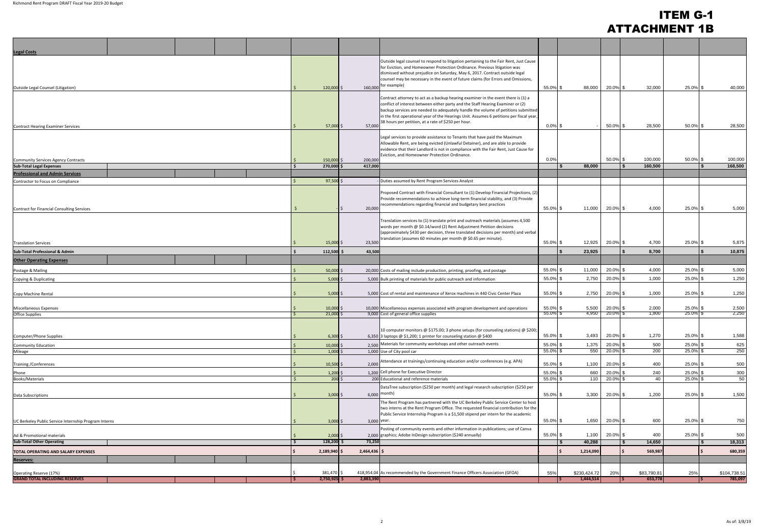# ITEM G-1
# ATTACHMENT 1B

| | | | | | | | | | | | |
|---|---|---|---|---|---|---|---|---|---|---|---|
| **Legal Costs** | | | | | | | | | | | |
| Outside Legal Counsel (Litigation) | $ 120,000 | $ 160,000 | Outside legal counsel to respond to litigation pertaining to the Fair Rent, Just Cause for Eviction, and Homeowner Protection Ordinance. Previous litigation was dismissed without prejudice on Saturday, May 6, 2017. Contract outside legal counsel may be necessary in the event of future claims (for Errors and Omissions, for example) | 55.0% | $ 88,000 | 20.0% | $ 32,000 | 25.0% | $ 40,000 |
| Contract Hearing Examiner Services | $ 57,000 | $ 57,000 | Contract attorney to act as a backup hearing examiner in the event there is (1) a conflict of interest between either party and the Staff Hearing Examiner or (2) backup services are needed to adequately handle the volume of petitions submitted in the first operational year of the Hearings Unit. Assumes 6 petitions per fiscal year, 38 hours per petition, at a rate of $250 per hour. | 0.0% | $ - | 50.0% | $ 28,500 | 50.0% | $ 28,500 |
| Community Services Agency Contracts | $ 150,000 | $ 200,000 | Legal services to provide assistance to Tenants that have paid the Maximum Allowable Rent, are being evicted (Unlawful Detainer), and are able to provide evidence that their Landlord is not in compliance with the Fair Rent, Just Cause for Eviction, and Homeowner Protection Ordinance. | 0.0% | | 50.0% | $ 100,000 | 50.0% | $ 100,000 |
| **Sub-Total Legal Expenses** | **$ 270,000** | **$ 417,000** | | | **$ 88,000** | | **$ 160,500** | | **$ 168,500** |
| **Professional and Admin Services** | | | | | | | | | |
| Contractor to Focus on Compliance | $ 97,500 | $ - | Duties assumed by Rent Program Services Analyst | | | | | | |
| Contract for Financial Consulting Services | $ - | $ 20,000 | Proposed Contract with Financial Consultant to (1) Develop Financial Projections, (2) Provide recommendations to achieve long-term financial stability, and (3) Provide recommendations regarding financial and budgetary best practices | 55.0% | $ 11,000 | 20.0% | $ 4,000 | 25.0% | $ 5,000 |
| Translation Services | $ 15,000 | $ 23,500 | Translation services to (1) translate print and outreach materials (assumes 4,500 words per month @ $0.14/word (2) Rent Adjustment Petition decisions (approximately $430 per decision, three translated decisions per month) and verbal translation (assumes 60 minutes per month @ $0.65 per minute). | 55.0% | $ 12,925 | 20.0% | $ 4,700 | 25.0% | $ 5,875 |
| **Sub-Total Professional & Admin** | **$ 112,500** | **$ 43,500** | | | **$ 23,925** | | **$ 8,700** | | **$ 10,875** |
| **Other Operating Expenses** | | | | | | | | | |
| Postage & Mailing | $ 50,000 | $ 20,000 | Costs of mailing include production, printing, proofing, and postage | 55.0% | $ 11,000 | 20.0% | $ 4,000 | 25.0% | $ 5,000 |
| Copying & Duplicating | $ 5,000 | $ 5,000 | Bulk printing of materials for public outreach and information | 55.0% | $ 2,750 | 20.0% | $ 1,000 | 25.0% | $ 1,250 |
| Copy Machine Rental | $ 5,000 | $ 5,000 | Cost of rental and maintenance of Xerox machines in 440 Civic Center Plaza | 55.0% | $ 2,750 | 20.0% | $ 1,000 | 25.0% | $ 1,250 |
| Miscellaneous Expenses | $ 10,000 | $ 10,000 | Miscellaneous expenses associated with program development and operations | 55.0% | $ 5,500 | 20.0% | $ 2,000 | 25.0% | $ 2,500 |
| Office Supplies | $ 21,000 | $ 9,000 | Cost of general office supplies | 55.0% | $ 4,950 | 20.0% | $ 1,800 | 25.0% | $ 2,250 |
| Computer/Phone Supplies | $ 6,300 | $ 6,350 | 10 computer monitors @ $175.00; 3 phone setups (for counseling stations) @ $200; 3 laptops @ $1,200; 1 printer for counseling station @ $400 | 55.0% | $ 3,493 | 20.0% | $ 1,270 | 25.0% | $ 1,588 |
| Community Education | $ 10,000 | $ 2,500 | Materials for community workshops and other outreach events | 55.0% | $ 1,375 | 20.0% | $ 500 | 25.0% | $ 625 |
| Mileage | $ 1,000 | $ 1,000 | Use of City pool car | 55.0% | $ 550 | 20.0% | $ 200 | 25.0% | $ 250 |
| Training /Conferences | $ 10,500 | $ 2,000 | Attendance at trainings/continuing education and/or conferences (e.g. APA) | 55.0% | $ 1,100 | 20.0% | $ 400 | 25.0% | $ 500 |
| Phone | $ 1,200 | $ 1,200 | Cell phone for Executive Director | 55.0% | $ 660 | 20.0% | $ 240 | 25.0% | $ 300 |
| Books/Materials | $ 200 | $ 200 | Educational and reference materials | 55.0% | $ 110 | 20.0% | $ 40 | 25.0% | $ 50 |
| Data Subscriptions | $ 3,000 | $ 6,000 | DataTree subscription ($250 per month) and legal research subscription ($250 per month) | 55.0% | $ 3,300 | 20.0% | $ 1,200 | 25.0% | $ 1,500 |
| UC Berkeley Public Service Internship Program Interns | $ 3,000 | $ 3,000 | The Rent Program has partnered with the UC Berkeley Public Service Center to host two interns at the Rent Program Office. The requested financial contribution for the Public Service Internship Program is a $1,500 stipend per intern for the academic year. | 55.0% | $ 1,650 | 20.0% | $ 600 | 25.0% | $ 750 |
| Ad & Promotional materials | $ 2,000 | $ 2,000 | Posting of community events and other information in publications; use of Canva graphics; Adobe InDesign subscription ($240 annually) | 55.0% | $ 1,100 | 20.0% | $ 400 | 25.0% | $ 500 |
| **Sub-Total Other Operating** | **$ 128,200** | **$ 73,250** | | | **$ 40,288** | | **$ 14,650** | | **$ 18,313** |
| **TOTAL OPERATING AND SALARY EXPENSES** | **$ 2,189,940** | **$ 2,464,436** | $ | - | **$ 1,214,090** | | **$ 569,987** | | **$ 680,359** |
| **Reserves:** | | | | | | | | | |
| Operating Reserve (17%) | $ 381,470 | $ 418,954.04 | As recommended by the Government Finance Officers Association (GFOA) | 55% | $230,424.72 | 20% | $83,790.81 | 25% | $104,738.51 |
| **GRAND TOTAL INCLUDING RESERVES** | **$ 2,750,925** | **$ 2,883,390** | | | **$ 1,444,514** | | **$ 653,778** | | **$ 785,097** |

As of: 3/8/19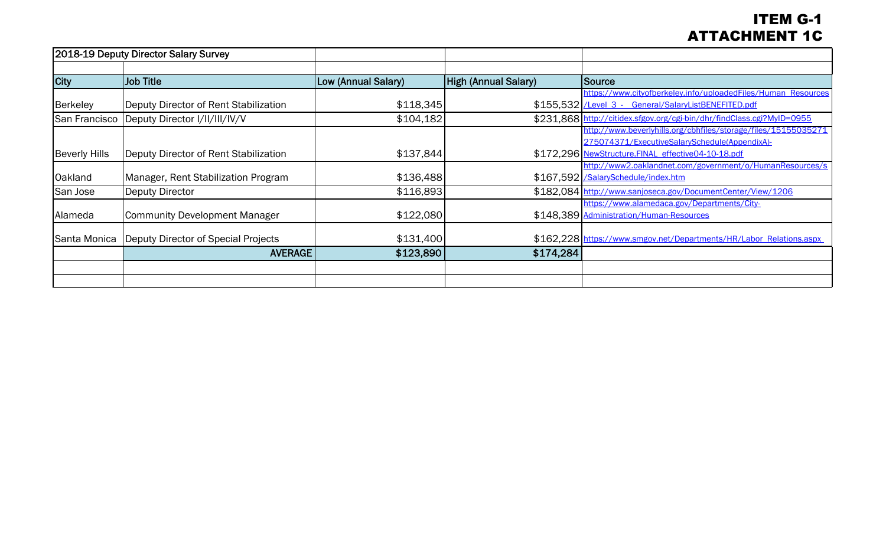# ITEM G-1
# ATTACHMENT 1C

| 2018-19 Deputy Director Salary Survey | | | | |
|---|---|---|---|---|
| | | | | |
| **City** | **Job Title** | **Low (Annual Salary)** | **High (Annual Salary)** | **Source** |
| Berkeley | Deputy Director of Rent Stabilization | $118,345 | $155,532 | https://www.cityofberkeley.info/uploadedFiles/Human_Resources/Level_3_-_General/SalaryListBENEFITED.pdf |
| San Francisco | Deputy Director I/II/III/IV/V | $104,182 | $231,868 | http://citidex.sfgov.org/cgi-bin/dhr/findClass.cgi?MyID=0955 |
| Beverly Hills | Deputy Director of Rent Stabilization | $137,844 | $172,296 | http://www.beverlyhills.org/cbhfiles/storage/files/15155035271275074371/ExecutiveSalarySchedule(AppendixA)-NewStructure.FINAL_effective04-10-18.pdf |
| Oakland | Manager, Rent Stabilization Program | $136,488 | $167,592 | http://www2.oaklandnet.com/government/o/HumanResources/s/SalarySchedule/index.htm |
| San Jose | Deputy Director | $116,893 | $182,084 | http://www.sanjoseca.gov/DocumentCenter/View/1206 |
| Alameda | Community Development Manager | $122,080 | $148,389 | https://www.alamedaca.gov/Departments/City-Administration/Human-Resources |
| Santa Monica | Deputy Director of Special Projects | $131,400 | $162,228 | https://www.smgov.net/Departments/HR/Labor_Relations.aspx |
| | **AVERAGE** | **$123,890** | **$174,284** | |
| | | | | |
| | | | | |